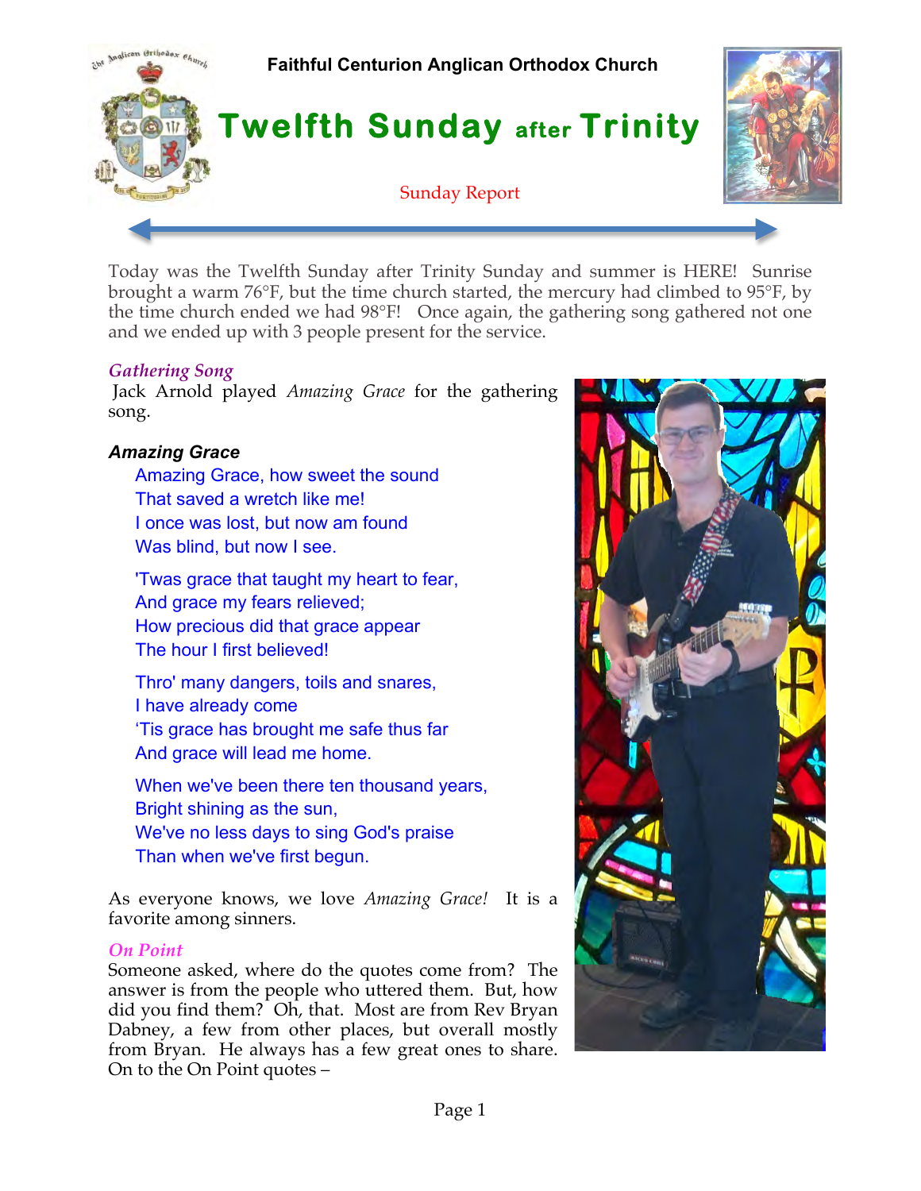Faithful Centurion Anglican Orthodox Church

# Twelfth Sunday after Trinity

Sunday Report

Today was the Twelfth Sunday after Trinity Sunday and summer is HERE! Sunrise brought a warm 76°F, but the time church started, the mercury had climbed to 95°F, by the time church ended we had 98°F! Once again, the gathering song gathered not one and we ended up with 3 people present for the service.

### *Gathering Song*

Jack Arnold played *Amazing Grace* for the gathering song.

#### ***Amazing Grace***

Amazing Grace, how sweet the sound
That saved a wretch like me!
I once was lost, but now am found
Was blind, but now I see.

'Twas grace that taught my heart to fear,
And grace my fears relieved;
How precious did that grace appear
The hour I first believed!

Thro' many dangers, toils and snares,
I have already come
'Tis grace has brought me safe thus far
And grace will lead me home.

When we've been there ten thousand years,
Bright shining as the sun,
We've no less days to sing God's praise
Than when we've first begun.

As everyone knows, we love *Amazing Grace!* It is a favorite among sinners.

### *On Point*

Someone asked, where do the quotes come from? The answer is from the people who uttered them. But, how did you find them? Oh, that. Most are from Rev Bryan Dabney, a few from other places, but overall mostly from Bryan. He always has a few great ones to share. On to the On Point quotes –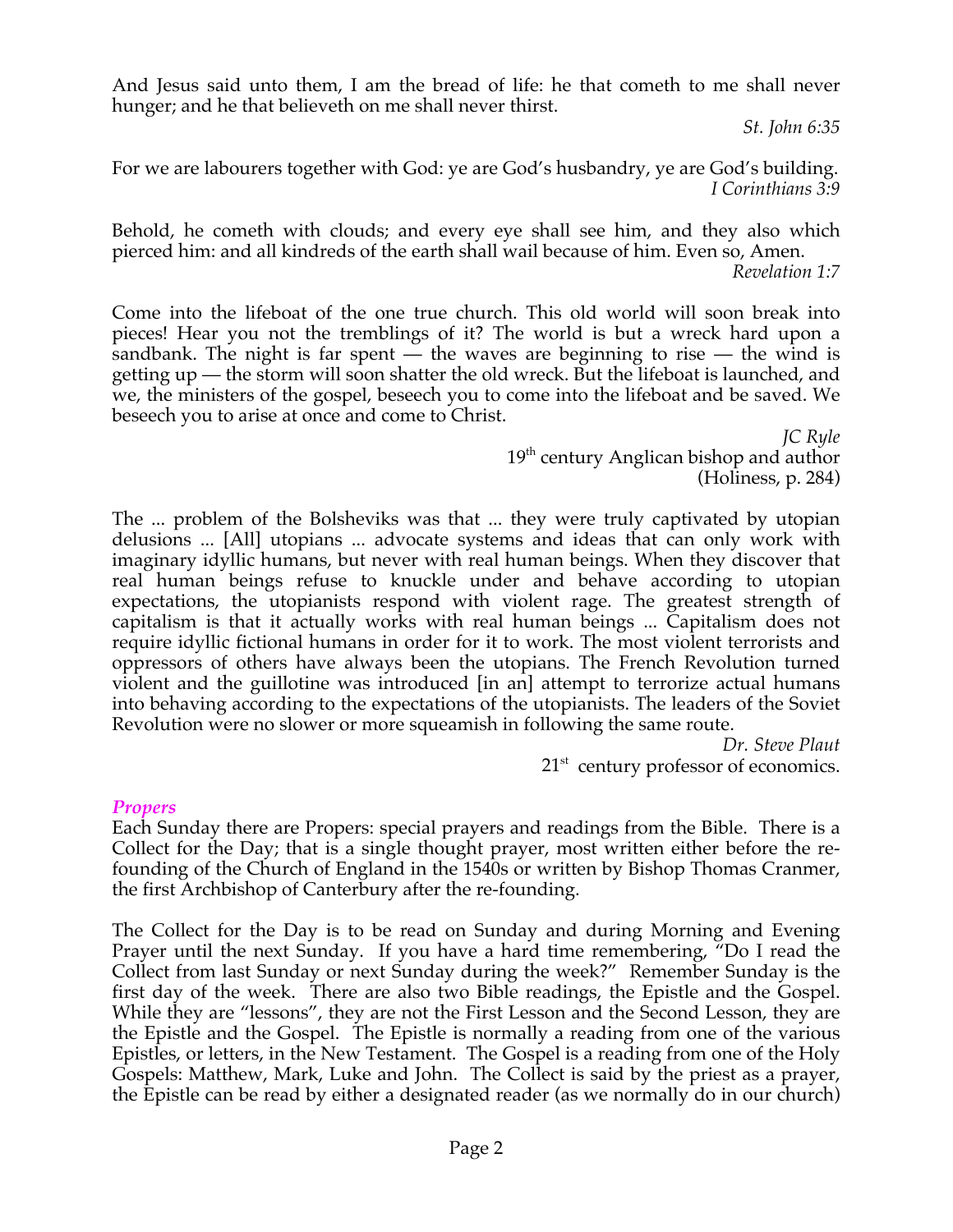And Jesus said unto them, I am the bread of life: he that cometh to me shall never hunger; and he that believeth on me shall never thirst.

*St. John 6:35*

For we are labourers together with God: ye are God's husbandry, ye are God's building.

*I Corinthians 3:9*

Behold, he cometh with clouds; and every eye shall see him, and they also which pierced him: and all kindreds of the earth shall wail because of him. Even so, Amen.

*Revelation 1:7*

Come into the lifeboat of the one true church. This old world will soon break into pieces! Hear you not the tremblings of it? The world is but a wreck hard upon a sandbank. The night is far spent — the waves are beginning to rise — the wind is getting up — the storm will soon shatter the old wreck. But the lifeboat is launched, and we, the ministers of the gospel, beseech you to come into the lifeboat and be saved. We beseech you to arise at once and come to Christ.

*JC Ryle*
19th century Anglican bishop and author
(Holiness, p. 284)

The ... problem of the Bolsheviks was that ... they were truly captivated by utopian delusions ... [All] utopians ... advocate systems and ideas that can only work with imaginary idyllic humans, but never with real human beings. When they discover that real human beings refuse to knuckle under and behave according to utopian expectations, the utopianists respond with violent rage. The greatest strength of capitalism is that it actually works with real human beings ... Capitalism does not require idyllic fictional humans in order for it to work. The most violent terrorists and oppressors of others have always been the utopians. The French Revolution turned violent and the guillotine was introduced [in an] attempt to terrorize actual humans into behaving according to the expectations of the utopianists. The leaders of the Soviet Revolution were no slower or more squeamish in following the same route.

*Dr. Steve Plaut*
21st century professor of economics.

### *Propers*

Each Sunday there are Propers: special prayers and readings from the Bible. There is a Collect for the Day; that is a single thought prayer, most written either before the re-founding of the Church of England in the 1540s or written by Bishop Thomas Cranmer, the first Archbishop of Canterbury after the re-founding.

The Collect for the Day is to be read on Sunday and during Morning and Evening Prayer until the next Sunday. If you have a hard time remembering, "Do I read the Collect from last Sunday or next Sunday during the week?" Remember Sunday is the first day of the week. There are also two Bible readings, the Epistle and the Gospel. While they are "lessons", they are not the First Lesson and the Second Lesson, they are the Epistle and the Gospel. The Epistle is normally a reading from one of the various Epistles, or letters, in the New Testament. The Gospel is a reading from one of the Holy Gospels: Matthew, Mark, Luke and John. The Collect is said by the priest as a prayer, the Epistle can be read by either a designated reader (as we normally do in our church)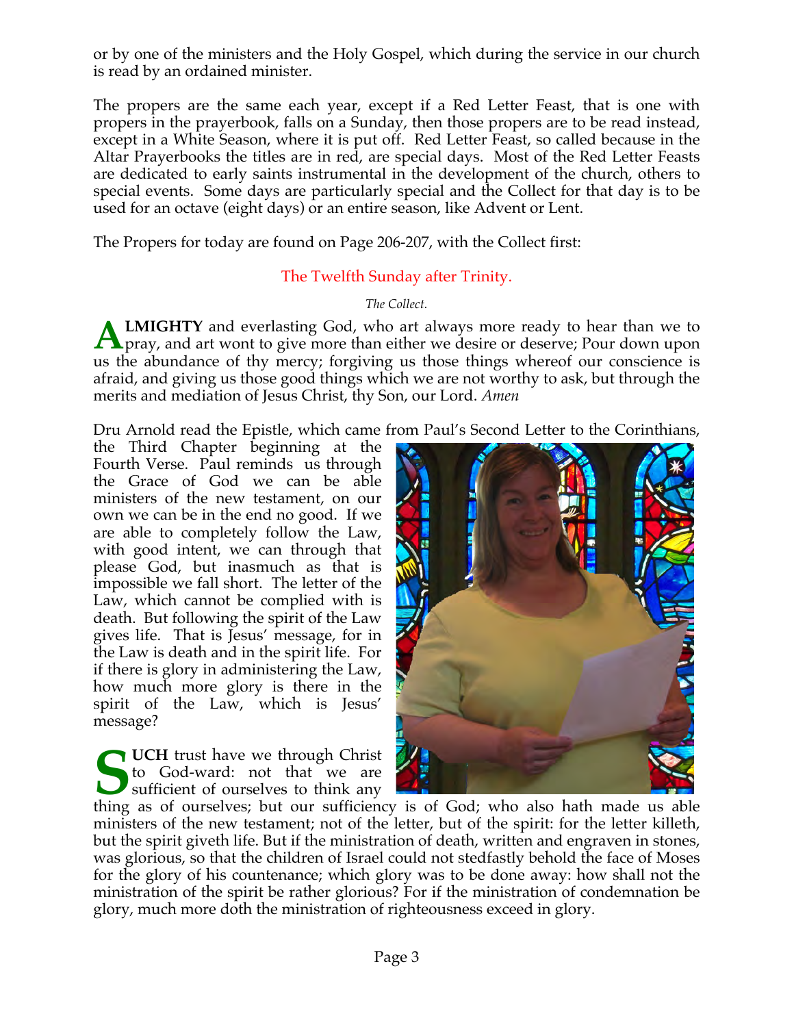or by one of the ministers and the Holy Gospel, which during the service in our church is read by an ordained minister.

The propers are the same each year, except if a Red Letter Feast, that is one with propers in the prayerbook, falls on a Sunday, then those propers are to be read instead, except in a White Season, where it is put off. Red Letter Feast, so called because in the Altar Prayerbooks the titles are in red, are special days. Most of the Red Letter Feasts are dedicated to early saints instrumental in the development of the church, others to special events. Some days are particularly special and the Collect for that day is to be used for an octave (eight days) or an entire season, like Advent or Lent.

The Propers for today are found on Page 206-207, with the Collect first:

## The Twelfth Sunday after Trinity.

*The Collect.*

**ALMIGHTY** and everlasting God, who art always more ready to hear than we to pray, and art wont to give more than either we desire or deserve; Pour down upon us the abundance of thy mercy; forgiving us those things whereof our conscience is afraid, and giving us those good things which we are not worthy to ask, but through the merits and mediation of Jesus Christ, thy Son, our Lord. *Amen*

Dru Arnold read the Epistle, which came from Paul's Second Letter to the Corinthians, the Third Chapter beginning at the Fourth Verse. Paul reminds us through the Grace of God we can be able ministers of the new testament, on our own we can be in the end no good. If we are able to completely follow the Law, with good intent, we can through that please God, but inasmuch as that is impossible we fall short. The letter of the Law, which cannot be complied with is death. But following the spirit of the Law gives life. That is Jesus' message, for in the Law is death and in the spirit life. For if there is glory in administering the Law, how much more glory is there in the spirit of the Law, which is Jesus' message?

**SUCH** trust have we through Christ to God-ward: not that we are sufficient of ourselves to think any thing as of ourselves; but our sufficiency is of God; who also hath made us able ministers of the new testament; not of the letter, but of the spirit: for the letter killeth, but the spirit giveth life. But if the ministration of death, written and engraven in stones, was glorious, so that the children of Israel could not stedfastly behold the face of Moses for the glory of his countenance; which glory was to be done away: how shall not the ministration of the spirit be rather glorious? For if the ministration of condemnation be glory, much more doth the ministration of righteousness exceed in glory.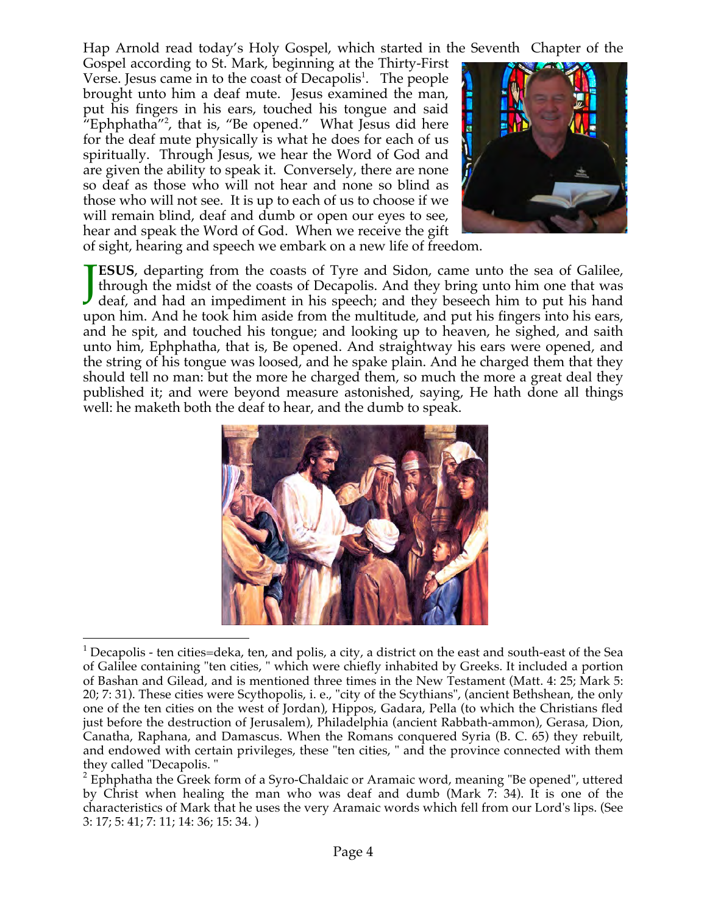Hap Arnold read today's Holy Gospel, which started in the Seventh Chapter of the Gospel according to St. Mark, beginning at the Thirty-First Verse. Jesus came in to the coast of Decapolis[1]. The people brought unto him a deaf mute. Jesus examined the man, put his fingers in his ears, touched his tongue and said "Ephphatha"[2], that is, "Be opened." What Jesus did here for the deaf mute physically is what he does for each of us spiritually. Through Jesus, we hear the Word of God and are given the ability to speak it. Conversely, there are none so deaf as those who will not hear and none so blind as those who will not see. It is up to each of us to choose if we will remain blind, deaf and dumb or open our eyes to see, hear and speak the Word of God. When we receive the gift of sight, hearing and speech we embark on a new life of freedom.

**JESUS**, departing from the coasts of Tyre and Sidon, came unto the sea of Galilee, through the midst of the coasts of Decapolis. And they bring unto him one that was deaf, and had an impediment in his speech; and they beseech him to put his hand upon him. And he took him aside from the multitude, and put his fingers into his ears, and he spit, and touched his tongue; and looking up to heaven, he sighed, and saith unto him, Ephphatha, that is, Be opened. And straightway his ears were opened, and the string of his tongue was loosed, and he spake plain. And he charged them that they should tell no man: but the more he charged them, so much the more a great deal they published it; and were beyond measure astonished, saying, He hath done all things well: he maketh both the deaf to hear, and the dumb to speak.

---

[1] Decapolis - ten cities=deka, ten, and polis, a city, a district on the east and south-east of the Sea of Galilee containing "ten cities, " which were chiefly inhabited by Greeks. It included a portion of Bashan and Gilead, and is mentioned three times in the New Testament (Matt. 4: 25; Mark 5: 20; 7: 31). These cities were Scythopolis, i. e., "city of the Scythians", (ancient Bethshean, the only one of the ten cities on the west of Jordan), Hippos, Gadara, Pella (to which the Christians fled just before the destruction of Jerusalem), Philadelphia (ancient Rabbath-ammon), Gerasa, Dion, Canatha, Raphana, and Damascus. When the Romans conquered Syria (B. C. 65) they rebuilt, and endowed with certain privileges, these "ten cities, " and the province connected with them they called "Decapolis. "

[2] Ephphatha the Greek form of a Syro-Chaldaic or Aramaic word, meaning "Be opened", uttered by Christ when healing the man who was deaf and dumb (Mark 7: 34). It is one of the characteristics of Mark that he uses the very Aramaic words which fell from our Lord's lips. (See 3: 17; 5: 41; 7: 11; 14: 36; 15: 34. )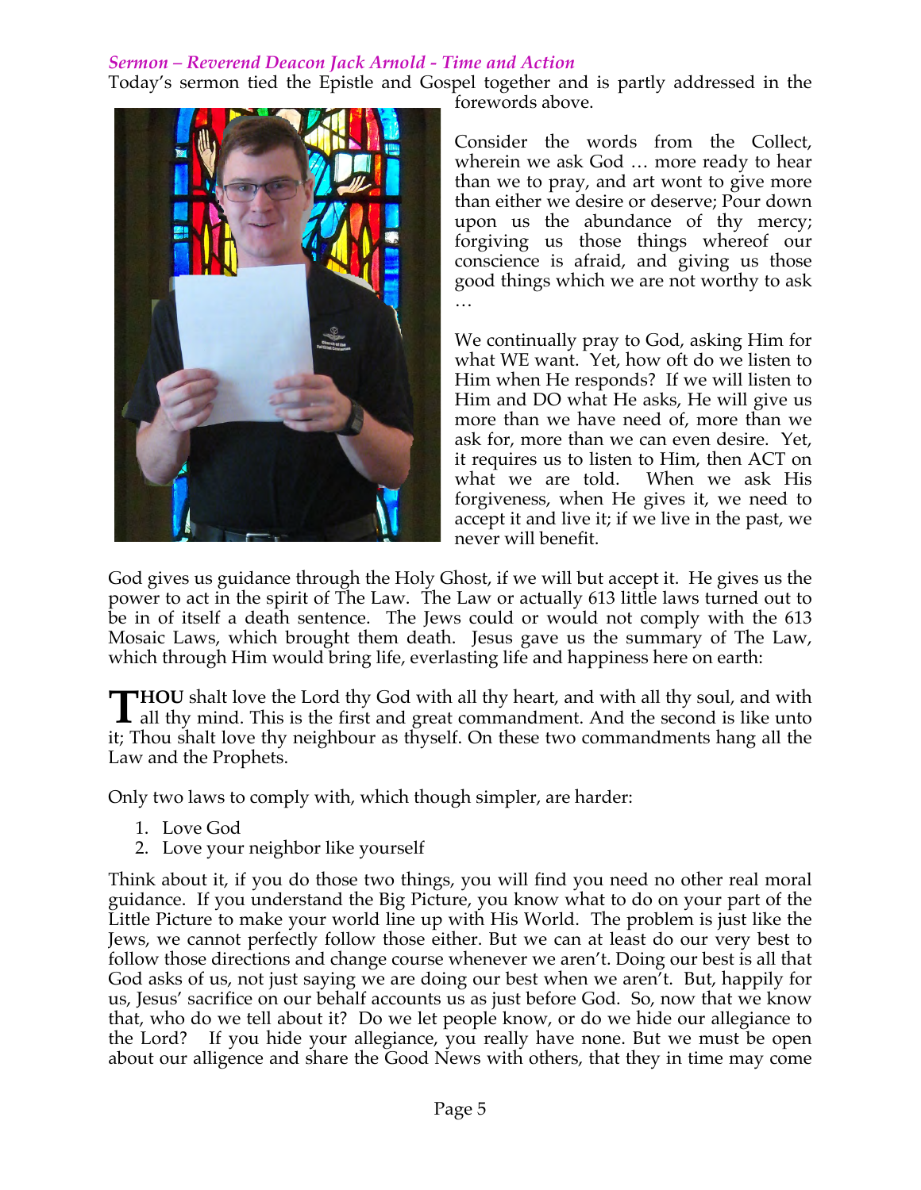*Sermon – Reverend Deacon Jack Arnold - Time and Action*

Today's sermon tied the Epistle and Gospel together and is partly addressed in the forewords above.

Consider the words from the Collect, wherein we ask God … more ready to hear than we to pray, and art wont to give more than either we desire or deserve; Pour down upon us the abundance of thy mercy; forgiving us those things whereof our conscience is afraid, and giving us those good things which we are not worthy to ask …

We continually pray to God, asking Him for what WE want. Yet, how oft do we listen to Him when He responds? If we will listen to Him and DO what He asks, He will give us more than we have need of, more than we ask for, more than we can even desire. Yet, it requires us to listen to Him, then ACT on what we are told. When we ask His forgiveness, when He gives it, we need to accept it and live it; if we live in the past, we never will benefit.

God gives us guidance through the Holy Ghost, if we will but accept it. He gives us the power to act in the spirit of The Law. The Law or actually 613 little laws turned out to be in of itself a death sentence. The Jews could or would not comply with the 613 Mosaic Laws, which brought them death. Jesus gave us the summary of The Law, which through Him would bring life, everlasting life and happiness here on earth:

**THOU** shalt love the Lord thy God with all thy heart, and with all thy soul, and with all thy mind. This is the first and great commandment. And the second is like unto it; Thou shalt love thy neighbour as thyself. On these two commandments hang all the Law and the Prophets.

Only two laws to comply with, which though simpler, are harder:

1. Love God
2. Love your neighbor like yourself

Think about it, if you do those two things, you will find you need no other real moral guidance. If you understand the Big Picture, you know what to do on your part of the Little Picture to make your world line up with His World. The problem is just like the Jews, we cannot perfectly follow those either. But we can at least do our very best to follow those directions and change course whenever we aren't. Doing our best is all that God asks of us, not just saying we are doing our best when we aren't. But, happily for us, Jesus' sacrifice on our behalf accounts us as just before God. So, now that we know that, who do we tell about it? Do we let people know, or do we hide our allegiance to the Lord? If you hide your allegiance, you really have none. But we must be open about our alligence and share the Good News with others, that they in time may come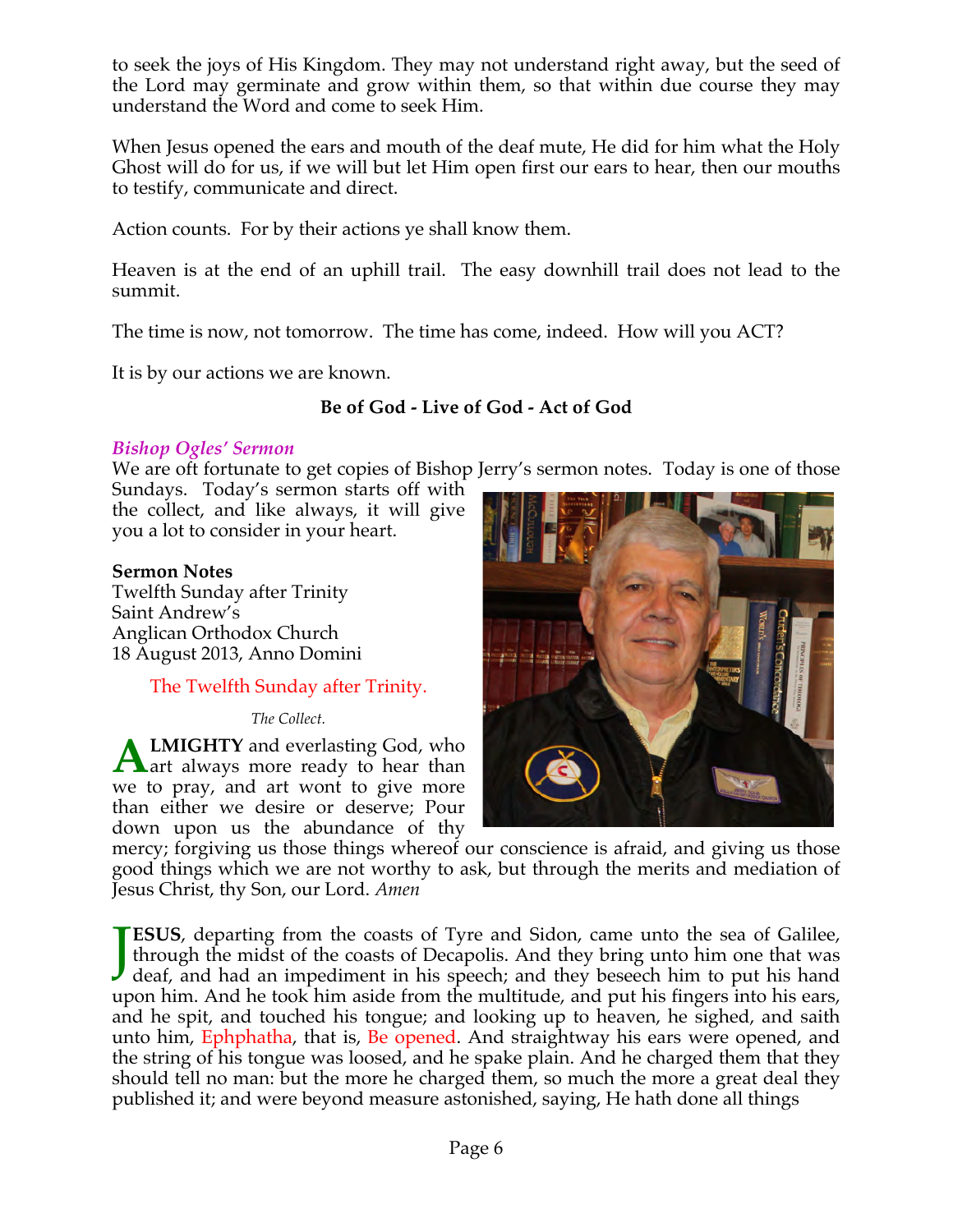to seek the joys of His Kingdom. They may not understand right away, but the seed of the Lord may germinate and grow within them, so that within due course they may understand the Word and come to seek Him.

When Jesus opened the ears and mouth of the deaf mute, He did for him what the Holy Ghost will do for us, if we will but let Him open first our ears to hear, then our mouths to testify, communicate and direct.

Action counts. For by their actions ye shall know them.

Heaven is at the end of an uphill trail. The easy downhill trail does not lead to the summit.

The time is now, not tomorrow. The time has come, indeed. How will you ACT?

It is by our actions we are known.

**Be of God - Live of God - Act of God**

### *Bishop Ogles' Sermon*

We are oft fortunate to get copies of Bishop Jerry's sermon notes. Today is one of those Sundays. Today's sermon starts off with the collect, and like always, it will give you a lot to consider in your heart.

**Sermon Notes**
Twelfth Sunday after Trinity
Saint Andrew's
Anglican Orthodox Church
18 August 2013, Anno Domini

The Twelfth Sunday after Trinity.

*The Collect.*

**ALMIGHTY** and everlasting God, who art always more ready to hear than we to pray, and art wont to give more than either we desire or deserve; Pour down upon us the abundance of thy mercy; forgiving us those things whereof our conscience is afraid, and giving us those good things which we are not worthy to ask, but through the merits and mediation of Jesus Christ, thy Son, our Lord. *Amen*

**JESUS**, departing from the coasts of Tyre and Sidon, came unto the sea of Galilee, through the midst of the coasts of Decapolis. And they bring unto him one that was deaf, and had an impediment in his speech; and they beseech him to put his hand upon him. And he took him aside from the multitude, and put his fingers into his ears, and he spit, and touched his tongue; and looking up to heaven, he sighed, and saith unto him, Ephphatha, that is, Be opened. And straightway his ears were opened, and the string of his tongue was loosed, and he spake plain. And he charged them that they should tell no man: but the more he charged them, so much the more a great deal they published it; and were beyond measure astonished, saying, He hath done all things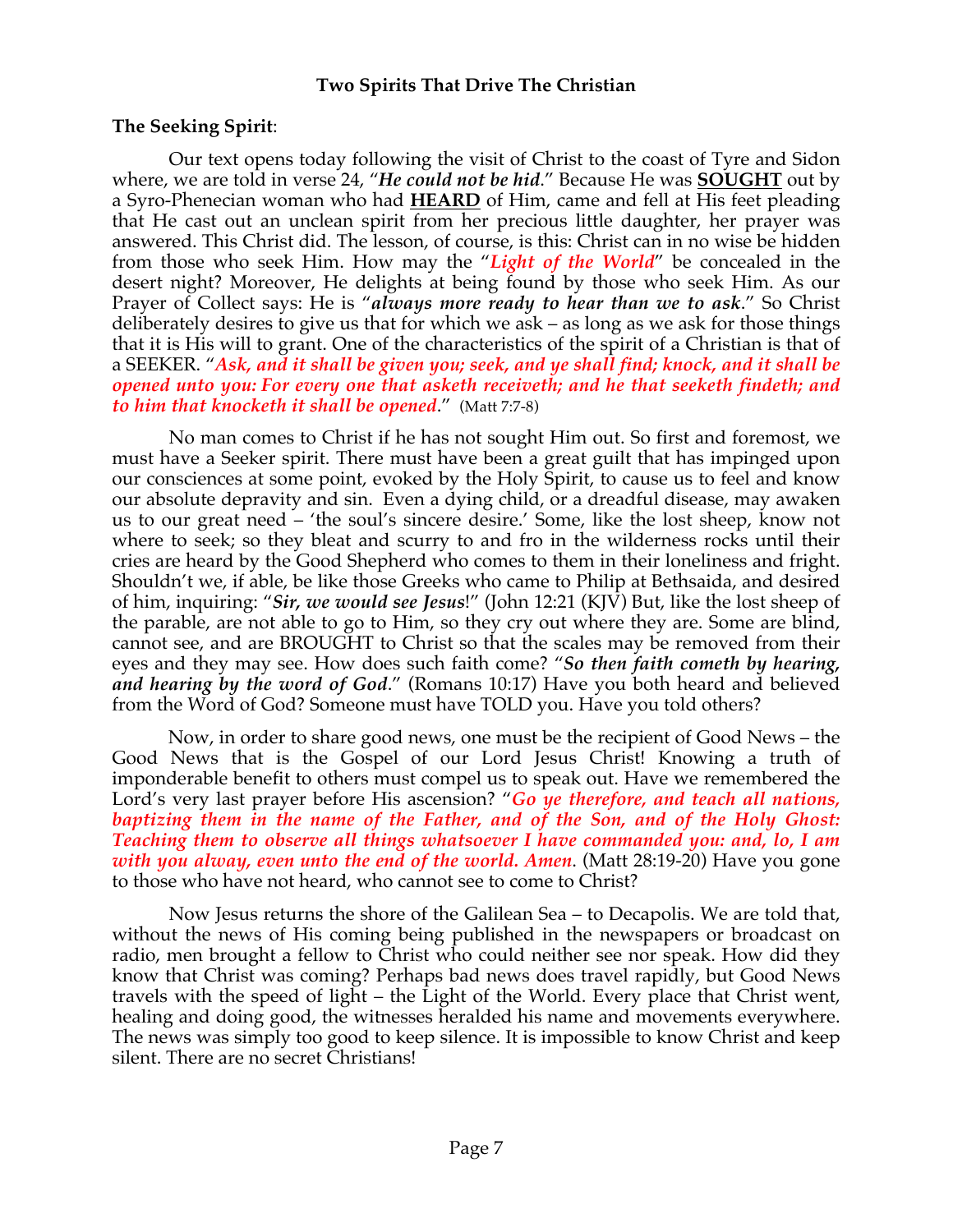## Two Spirits That Drive The Christian

**The Seeking Spirit**:

Our text opens today following the visit of Christ to the coast of Tyre and Sidon where, we are told in verse 24, "***He could not be hid***." Because He was **SOUGHT** out by a Syro-Phenecian woman who had **HEARD** of Him, came and fell at His feet pleading that He cast out an unclean spirit from her precious little daughter, her prayer was answered. This Christ did. The lesson, of course, is this: Christ can in no wise be hidden from those who seek Him. How may the "***Light of the World***" be concealed in the desert night? Moreover, He delights at being found by those who seek Him. As our Prayer of Collect says: He is "***always more ready to hear than we to ask***." So Christ deliberately desires to give us that for which we ask – as long as we ask for those things that it is His will to grant. One of the characteristics of the spirit of a Christian is that of a SEEKER. "***Ask, and it shall be given you; seek, and ye shall find; knock, and it shall be opened unto you: For every one that asketh receiveth; and he that seeketh findeth; and to him that knocketh it shall be opened***." (Matt 7:7-8)

No man comes to Christ if he has not sought Him out. So first and foremost, we must have a Seeker spirit. There must have been a great guilt that has impinged upon our consciences at some point, evoked by the Holy Spirit, to cause us to feel and know our absolute depravity and sin. Even a dying child, or a dreadful disease, may awaken us to our great need – 'the soul's sincere desire.' Some, like the lost sheep, know not where to seek; so they bleat and scurry to and fro in the wilderness rocks until their cries are heard by the Good Shepherd who comes to them in their loneliness and fright. Shouldn't we, if able, be like those Greeks who came to Philip at Bethsaida, and desired of him, inquiring: "***Sir, we would see Jesus***!" (John 12:21 (KJV) But, like the lost sheep of the parable, are not able to go to Him, so they cry out where they are. Some are blind, cannot see, and are BROUGHT to Christ so that the scales may be removed from their eyes and they may see. How does such faith come? "***So then faith cometh by hearing, and hearing by the word of God***." (Romans 10:17) Have you both heard and believed from the Word of God? Someone must have TOLD you. Have you told others?

Now, in order to share good news, one must be the recipient of Good News – the Good News that is the Gospel of our Lord Jesus Christ! Knowing a truth of imponderable benefit to others must compel us to speak out. Have we remembered the Lord's very last prayer before His ascension? "***Go ye therefore, and teach all nations, baptizing them in the name of the Father, and of the Son, and of the Holy Ghost: Teaching them to observe all things whatsoever I have commanded you: and, lo, I am with you alway, even unto the end of the world. Amen***. (Matt 28:19-20) Have you gone to those who have not heard, who cannot see to come to Christ?

Now Jesus returns the shore of the Galilean Sea – to Decapolis. We are told that, without the news of His coming being published in the newspapers or broadcast on radio, men brought a fellow to Christ who could neither see nor speak. How did they know that Christ was coming? Perhaps bad news does travel rapidly, but Good News travels with the speed of light – the Light of the World. Every place that Christ went, healing and doing good, the witnesses heralded his name and movements everywhere. The news was simply too good to keep silence. It is impossible to know Christ and keep silent. There are no secret Christians!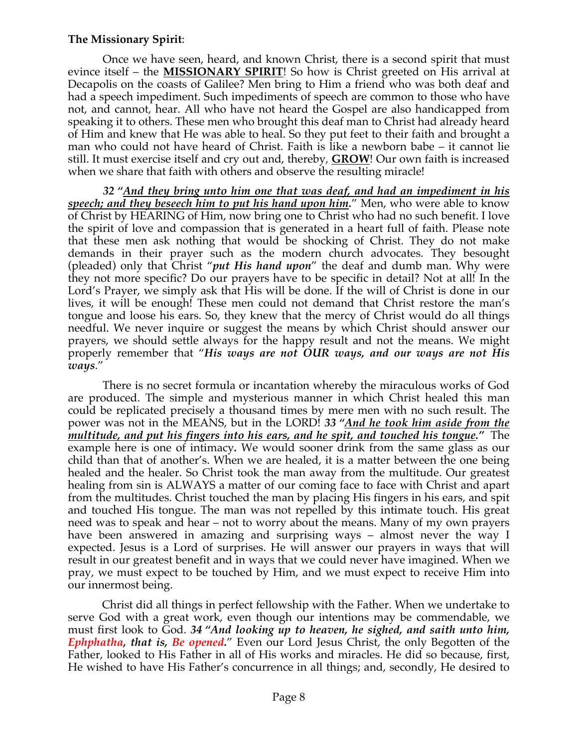**The Missionary Spirit**:

Once we have seen, heard, and known Christ, there is a second spirit that must evince itself – the **MISSIONARY SPIRIT**! So how is Christ greeted on His arrival at Decapolis on the coasts of Galilee? Men bring to Him a friend who was both deaf and had a speech impediment. Such impediments of speech are common to those who have not, and cannot, hear. All who have not heard the Gospel are also handicapped from speaking it to others. These men who brought this deaf man to Christ had already heard of Him and knew that He was able to heal. So they put feet to their faith and brought a man who could not have heard of Christ. Faith is like a newborn babe – it cannot lie still. It must exercise itself and cry out and, thereby, **GROW**! Our own faith is increased when we share that faith with others and observe the resulting miracle!

***32 "And they bring unto him one that was deaf, and had an impediment in his speech; and they beseech him to put his hand upon him."*** Men, who were able to know of Christ by HEARING of Him, now bring one to Christ who had no such benefit. I love the spirit of love and compassion that is generated in a heart full of faith. Please note that these men ask nothing that would be shocking of Christ. They do not make demands in their prayer such as the modern church advocates. They besought (pleaded) only that Christ "***put His hand upon***" the deaf and dumb man. Why were they not more specific? Do our prayers have to be specific in detail? Not at all! In the Lord's Prayer, we simply ask that His will be done. If the will of Christ is done in our lives, it will be enough! These men could not demand that Christ restore the man's tongue and loose his ears. So, they knew that the mercy of Christ would do all things needful. We never inquire or suggest the means by which Christ should answer our prayers, we should settle always for the happy result and not the means. We might properly remember that "***His ways are not OUR ways, and our ways are not His ways.***"

There is no secret formula or incantation whereby the miraculous works of God are produced. The simple and mysterious manner in which Christ healed this man could be replicated precisely a thousand times by mere men with no such result. The power was not in the MEANS, but in the LORD! ***33 "And he took him aside from the multitude, and put his fingers into his ears, and he spit, and touched his tongue."*** The example here is one of intimacy. We would sooner drink from the same glass as our child than that of another's. When we are healed, it is a matter between the one being healed and the healer. So Christ took the man away from the multitude. Our greatest healing from sin is ALWAYS a matter of our coming face to face with Christ and apart from the multitudes. Christ touched the man by placing His fingers in his ears, and spit and touched His tongue. The man was not repelled by this intimate touch. His great need was to speak and hear – not to worry about the means. Many of my own prayers have been answered in amazing and surprising ways – almost never the way I expected. Jesus is a Lord of surprises. He will answer our prayers in ways that will result in our greatest benefit and in ways that we could never have imagined. When we pray, we must expect to be touched by Him, and we must expect to receive Him into our innermost being.

Christ did all things in perfect fellowship with the Father. When we undertake to serve God with a great work, even though our intentions may be commendable, we must first look to God. ***34 "And looking up to heaven, he sighed, and saith unto him, Ephphatha, that is, Be opened."*** Even our Lord Jesus Christ, the only Begotten of the Father, looked to His Father in all of His works and miracles. He did so because, first, He wished to have His Father's concurrence in all things; and, secondly, He desired to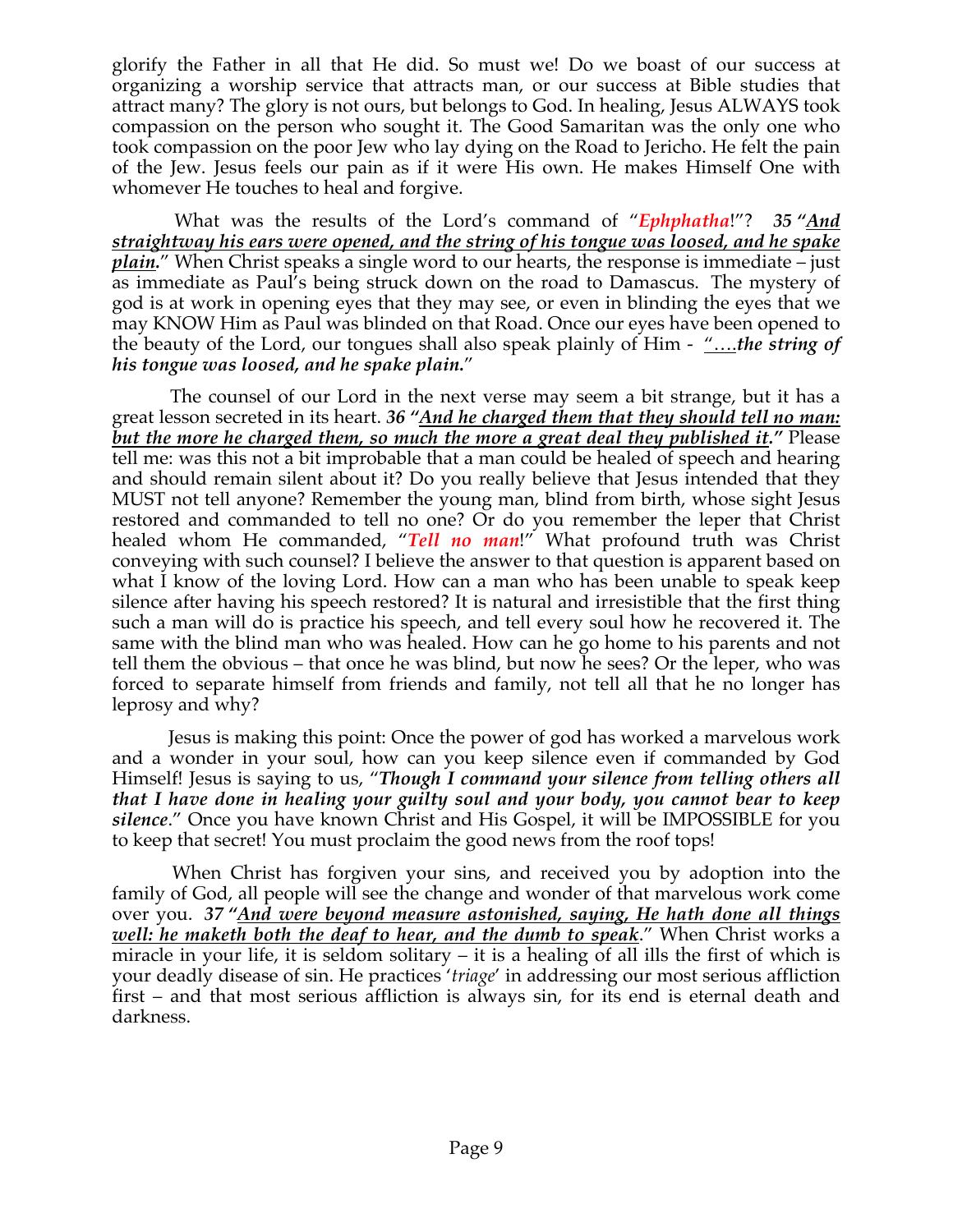glorify the Father in all that He did. So must we! Do we boast of our success at organizing a worship service that attracts man, or our success at Bible studies that attract many? The glory is not ours, but belongs to God. In healing, Jesus ALWAYS took compassion on the person who sought it. The Good Samaritan was the only one who took compassion on the poor Jew who lay dying on the Road to Jericho. He felt the pain of the Jew. Jesus feels our pain as if it were His own. He makes Himself One with whomever He touches to heal and forgive.

What was the results of the Lord's command of "***Ephphatha***!"? ***35 "<u>And straightway his ears were opened, and the string of his tongue was loosed, and he spake plain</u>.***" When Christ speaks a single word to our hearts, the response is immediate – just as immediate as Paul's being struck down on the road to Damascus. The mystery of god is at work in opening eyes that they may see, or even in blinding the eyes that we may KNOW Him as Paul was blinded on that Road. Once our eyes have been opened to the beauty of the Lord, our tongues shall also speak plainly of Him - "*….the string of his tongue was loosed, and he spake plain.*"

The counsel of our Lord in the next verse may seem a bit strange, but it has a great lesson secreted in its heart. ***36 "<u>And he charged them that they should tell no man: but the more he charged them, so much the more a great deal they published it</u>."*** Please tell me: was this not a bit improbable that a man could be healed of speech and hearing and should remain silent about it? Do you really believe that Jesus intended that they MUST not tell anyone? Remember the young man, blind from birth, whose sight Jesus restored and commanded to tell no one? Or do you remember the leper that Christ healed whom He commanded, "***Tell no man***!" What profound truth was Christ conveying with such counsel? I believe the answer to that question is apparent based on what I know of the loving Lord. How can a man who has been unable to speak keep silence after having his speech restored? It is natural and irresistible that the first thing such a man will do is practice his speech, and tell every soul how he recovered it. The same with the blind man who was healed. How can he go home to his parents and not tell them the obvious – that once he was blind, but now he sees? Or the leper, who was forced to separate himself from friends and family, not tell all that he no longer has leprosy and why?

Jesus is making this point: Once the power of god has worked a marvelous work and a wonder in your soul, how can you keep silence even if commanded by God Himself! Jesus is saying to us, "***Though I command your silence from telling others all that I have done in healing your guilty soul and your body, you cannot bear to keep silence***." Once you have known Christ and His Gospel, it will be IMPOSSIBLE for you to keep that secret! You must proclaim the good news from the roof tops!

When Christ has forgiven your sins, and received you by adoption into the family of God, all people will see the change and wonder of that marvelous work come over you. ***37 "<u>And were beyond measure astonished, saying, He hath done all things well: he maketh both the deaf to hear, and the dumb to speak</u>.***" When Christ works a miracle in your life, it is seldom solitary – it is a healing of all ills the first of which is your deadly disease of sin. He practices '*triage*' in addressing our most serious affliction first – and that most serious affliction is always sin, for its end is eternal death and darkness.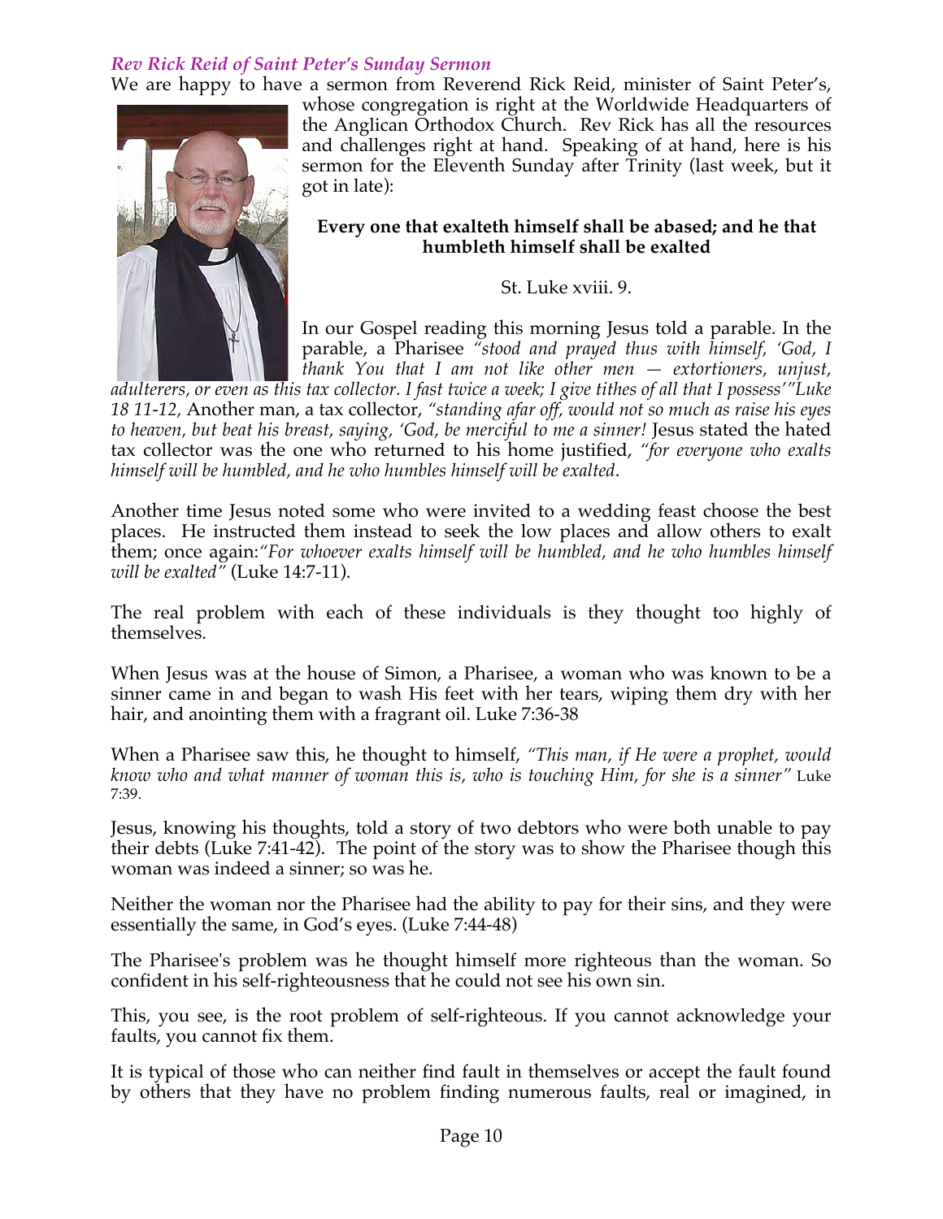### *Rev Rick Reid of Saint Peter's Sunday Sermon*

We are happy to have a sermon from Reverend Rick Reid, minister of Saint Peter's, whose congregation is right at the Worldwide Headquarters of the Anglican Orthodox Church. Rev Rick has all the resources and challenges right at hand. Speaking of at hand, here is his sermon for the Eleventh Sunday after Trinity (last week, but it got in late):

**Every one that exalteth himself shall be abased; and he that humbleth himself shall be exalted**

St. Luke xviii. 9.

In our Gospel reading this morning Jesus told a parable. In the parable, a Pharisee *"stood and prayed thus with himself, 'God, I thank You that I am not like other men — extortioners, unjust, adulterers, or even as this tax collector. I fast twice a week; I give tithes of all that I possess'"Luke 18 11-12,* Another man, a tax collector, *"standing afar off, would not so much as raise his eyes to heaven, but beat his breast, saying, 'God, be merciful to me a sinner!* Jesus stated the hated tax collector was the one who returned to his home justified, *"for everyone who exalts himself will be humbled, and he who humbles himself will be exalted*.

Another time Jesus noted some who were invited to a wedding feast choose the best places. He instructed them instead to seek the low places and allow others to exalt them; once again:*"For whoever exalts himself will be humbled, and he who humbles himself will be exalted"* (Luke 14:7-11).

The real problem with each of these individuals is they thought too highly of themselves.

When Jesus was at the house of Simon, a Pharisee, a woman who was known to be a sinner came in and began to wash His feet with her tears, wiping them dry with her hair, and anointing them with a fragrant oil. Luke 7:36-38

When a Pharisee saw this, he thought to himself, *"This man, if He were a prophet, would know who and what manner of woman this is, who is touching Him, for she is a sinner"* Luke 7:39.

Jesus, knowing his thoughts, told a story of two debtors who were both unable to pay their debts (Luke 7:41-42). The point of the story was to show the Pharisee though this woman was indeed a sinner; so was he.

Neither the woman nor the Pharisee had the ability to pay for their sins, and they were essentially the same, in God's eyes. (Luke 7:44-48)

The Pharisee's problem was he thought himself more righteous than the woman. So confident in his self-righteousness that he could not see his own sin.

This, you see, is the root problem of self-righteous. If you cannot acknowledge your faults, you cannot fix them.

It is typical of those who can neither find fault in themselves or accept the fault found by others that they have no problem finding numerous faults, real or imagined, in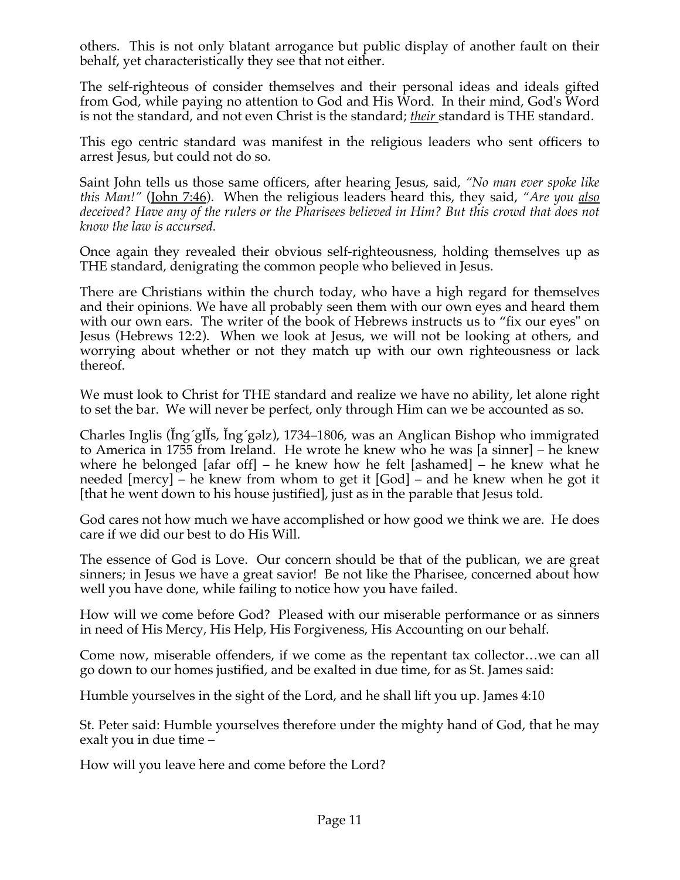others. This is not only blatant arrogance but public display of another fault on their behalf, yet characteristically they see that not either.

The self-righteous of consider themselves and their personal ideas and ideals gifted from God, while paying no attention to God and His Word. In their mind, God's Word is not the standard, and not even Christ is the standard; *their* standard is THE standard.

This ego centric standard was manifest in the religious leaders who sent officers to arrest Jesus, but could not do so.

Saint John tells us those same officers, after hearing Jesus, said, *"No man ever spoke like this Man!"* (John 7:46). When the religious leaders heard this, they said, *"Are you also deceived? Have any of the rulers or the Pharisees believed in Him? But this crowd that does not know the law is accursed.*

Once again they revealed their obvious self-righteousness, holding themselves up as THE standard, denigrating the common people who believed in Jesus.

There are Christians within the church today, who have a high regard for themselves and their opinions. We have all probably seen them with our own eyes and heard them with our own ears. The writer of the book of Hebrews instructs us to "fix our eyes" on Jesus (Hebrews 12:2). When we look at Jesus, we will not be looking at others, and worrying about whether or not they match up with our own righteousness or lack thereof.

We must look to Christ for THE standard and realize we have no ability, let alone right to set the bar. We will never be perfect, only through Him can we be accounted as so.

Charles Inglis (Ĭng´glĭs, Ĭng´gəlz), 1734–1806, was an Anglican Bishop who immigrated to America in 1755 from Ireland. He wrote he knew who he was [a sinner] – he knew where he belonged [afar off] – he knew how he felt [ashamed] – he knew what he needed [mercy] – he knew from whom to get it [God] – and he knew when he got it [that he went down to his house justified], just as in the parable that Jesus told.

God cares not how much we have accomplished or how good we think we are. He does care if we did our best to do His Will.

The essence of God is Love. Our concern should be that of the publican, we are great sinners; in Jesus we have a great savior! Be not like the Pharisee, concerned about how well you have done, while failing to notice how you have failed.

How will we come before God? Pleased with our miserable performance or as sinners in need of His Mercy, His Help, His Forgiveness, His Accounting on our behalf.

Come now, miserable offenders, if we come as the repentant tax collector…we can all go down to our homes justified, and be exalted in due time, for as St. James said:

Humble yourselves in the sight of the Lord, and he shall lift you up. James 4:10

St. Peter said: Humble yourselves therefore under the mighty hand of God, that he may exalt you in due time –

How will you leave here and come before the Lord?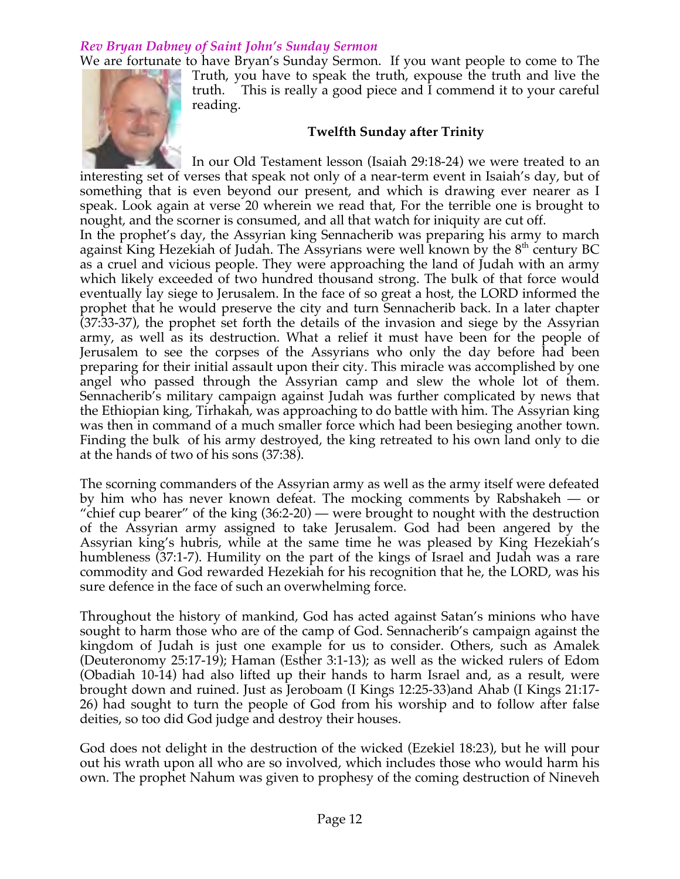*Rev Bryan Dabney of Saint John's Sunday Sermon*

We are fortunate to have Bryan's Sunday Sermon. If you want people to come to The Truth, you have to speak the truth, expouse the truth and live the truth. This is really a good piece and I commend it to your careful reading.

**Twelfth Sunday after Trinity**

In our Old Testament lesson (Isaiah 29:18-24) we were treated to an interesting set of verses that speak not only of a near-term event in Isaiah's day, but of something that is even beyond our present, and which is drawing ever nearer as I speak. Look again at verse 20 wherein we read that, For the terrible one is brought to nought, and the scorner is consumed, and all that watch for iniquity are cut off.

In the prophet's day, the Assyrian king Sennacherib was preparing his army to march against King Hezekiah of Judah. The Assyrians were well known by the 8th century BC as a cruel and vicious people. They were approaching the land of Judah with an army which likely exceeded of two hundred thousand strong. The bulk of that force would eventually lay siege to Jerusalem. In the face of so great a host, the LORD informed the prophet that he would preserve the city and turn Sennacherib back. In a later chapter (37:33-37), the prophet set forth the details of the invasion and siege by the Assyrian army, as well as its destruction. What a relief it must have been for the people of Jerusalem to see the corpses of the Assyrians who only the day before had been preparing for their initial assault upon their city. This miracle was accomplished by one angel who passed through the Assyrian camp and slew the whole lot of them. Sennacherib's military campaign against Judah was further complicated by news that the Ethiopian king, Tirhakah, was approaching to do battle with him. The Assyrian king was then in command of a much smaller force which had been besieging another town. Finding the bulk of his army destroyed, the king retreated to his own land only to die at the hands of two of his sons (37:38).

The scorning commanders of the Assyrian army as well as the army itself were defeated by him who has never known defeat. The mocking comments by Rabshakeh — or "chief cup bearer" of the king (36:2-20) — were brought to nought with the destruction of the Assyrian army assigned to take Jerusalem. God had been angered by the Assyrian king's hubris, while at the same time he was pleased by King Hezekiah's humbleness (37:1-7). Humility on the part of the kings of Israel and Judah was a rare commodity and God rewarded Hezekiah for his recognition that he, the LORD, was his sure defence in the face of such an overwhelming force.

Throughout the history of mankind, God has acted against Satan's minions who have sought to harm those who are of the camp of God. Sennacherib's campaign against the kingdom of Judah is just one example for us to consider. Others, such as Amalek (Deuteronomy 25:17-19); Haman (Esther 3:1-13); as well as the wicked rulers of Edom (Obadiah 10-14) had also lifted up their hands to harm Israel and, as a result, were brought down and ruined. Just as Jeroboam (I Kings 12:25-33)and Ahab (I Kings 21:17-26) had sought to turn the people of God from his worship and to follow after false deities, so too did God judge and destroy their houses.

God does not delight in the destruction of the wicked (Ezekiel 18:23), but he will pour out his wrath upon all who are so involved, which includes those who would harm his own. The prophet Nahum was given to prophesy of the coming destruction of Nineveh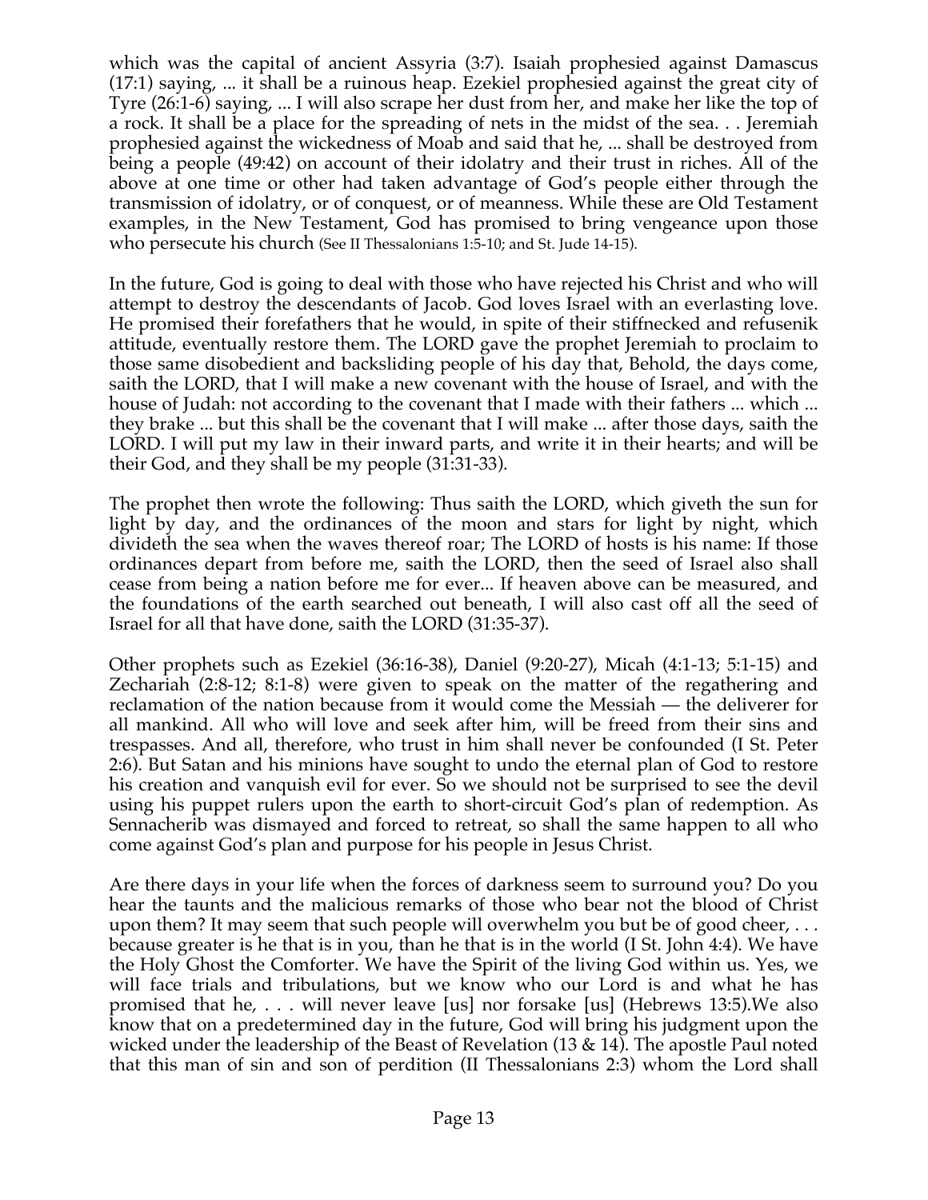which was the capital of ancient Assyria (3:7). Isaiah prophesied against Damascus (17:1) saying, ... it shall be a ruinous heap. Ezekiel prophesied against the great city of Tyre (26:1-6) saying, ... I will also scrape her dust from her, and make her like the top of a rock. It shall be a place for the spreading of nets in the midst of the sea. . . Jeremiah prophesied against the wickedness of Moab and said that he, ... shall be destroyed from being a people (49:42) on account of their idolatry and their trust in riches. All of the above at one time or other had taken advantage of God's people either through the transmission of idolatry, or of conquest, or of meanness. While these are Old Testament examples, in the New Testament, God has promised to bring vengeance upon those who persecute his church (See II Thessalonians 1:5-10; and St. Jude 14-15).

In the future, God is going to deal with those who have rejected his Christ and who will attempt to destroy the descendants of Jacob. God loves Israel with an everlasting love. He promised their forefathers that he would, in spite of their stiffnecked and refusenik attitude, eventually restore them. The LORD gave the prophet Jeremiah to proclaim to those same disobedient and backsliding people of his day that, Behold, the days come, saith the LORD, that I will make a new covenant with the house of Israel, and with the house of Judah: not according to the covenant that I made with their fathers ... which ... they brake ... but this shall be the covenant that I will make ... after those days, saith the LORD. I will put my law in their inward parts, and write it in their hearts; and will be their God, and they shall be my people (31:31-33).

The prophet then wrote the following: Thus saith the LORD, which giveth the sun for light by day, and the ordinances of the moon and stars for light by night, which divideth the sea when the waves thereof roar; The LORD of hosts is his name: If those ordinances depart from before me, saith the LORD, then the seed of Israel also shall cease from being a nation before me for ever... If heaven above can be measured, and the foundations of the earth searched out beneath, I will also cast off all the seed of Israel for all that have done, saith the LORD (31:35-37).

Other prophets such as Ezekiel (36:16-38), Daniel (9:20-27), Micah (4:1-13; 5:1-15) and Zechariah (2:8-12; 8:1-8) were given to speak on the matter of the regathering and reclamation of the nation because from it would come the Messiah — the deliverer for all mankind. All who will love and seek after him, will be freed from their sins and trespasses. And all, therefore, who trust in him shall never be confounded (I St. Peter 2:6). But Satan and his minions have sought to undo the eternal plan of God to restore his creation and vanquish evil for ever. So we should not be surprised to see the devil using his puppet rulers upon the earth to short-circuit God's plan of redemption. As Sennacherib was dismayed and forced to retreat, so shall the same happen to all who come against God's plan and purpose for his people in Jesus Christ.

Are there days in your life when the forces of darkness seem to surround you? Do you hear the taunts and the malicious remarks of those who bear not the blood of Christ upon them? It may seem that such people will overwhelm you but be of good cheer, . . . because greater is he that is in you, than he that is in the world (I St. John 4:4). We have the Holy Ghost the Comforter. We have the Spirit of the living God within us. Yes, we will face trials and tribulations, but we know who our Lord is and what he has promised that he, . . . will never leave [us] nor forsake [us] (Hebrews 13:5).We also know that on a predetermined day in the future, God will bring his judgment upon the wicked under the leadership of the Beast of Revelation (13 & 14). The apostle Paul noted that this man of sin and son of perdition (II Thessalonians 2:3) whom the Lord shall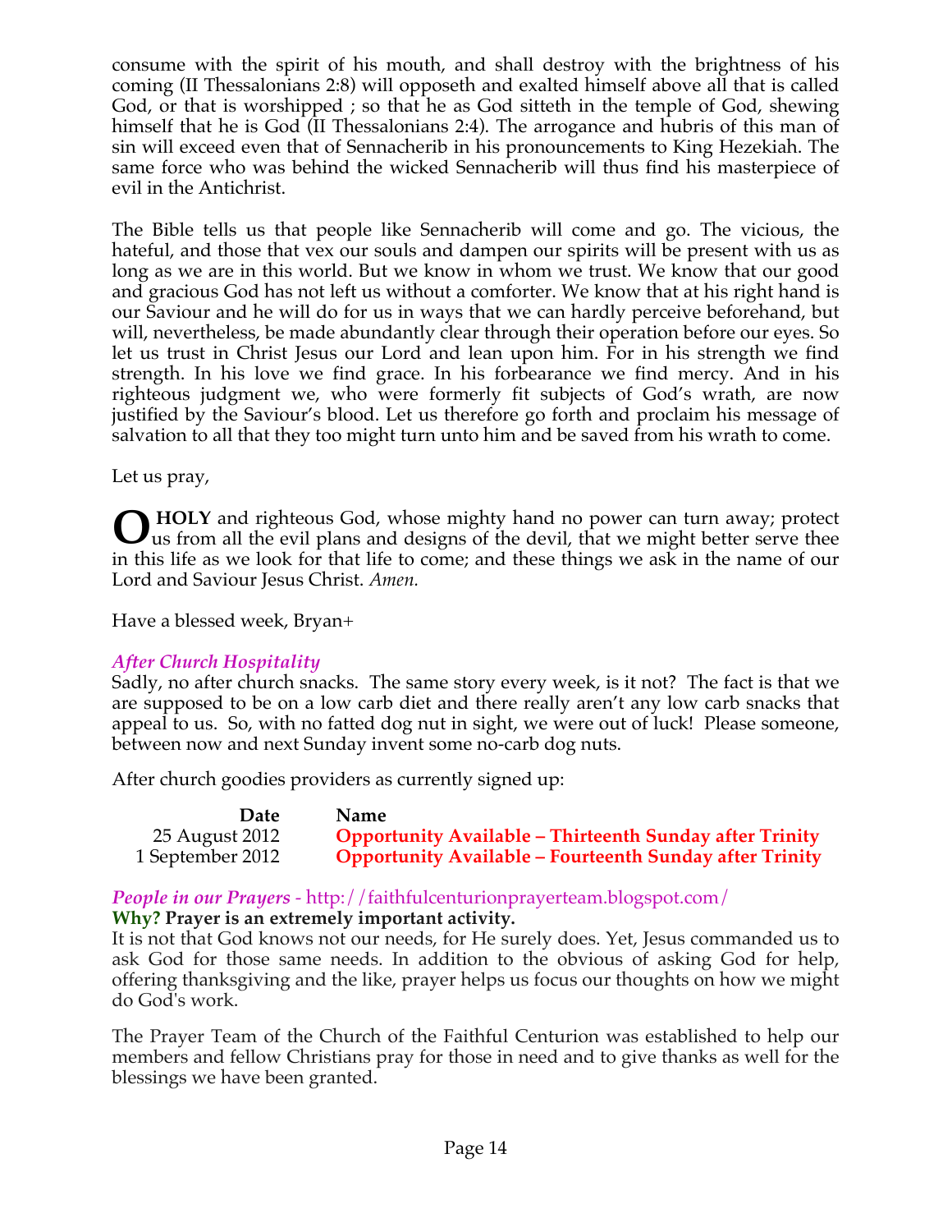consume with the spirit of his mouth, and shall destroy with the brightness of his coming (II Thessalonians 2:8) will opposeth and exalted himself above all that is called God, or that is worshipped ; so that he as God sitteth in the temple of God, shewing himself that he is God (II Thessalonians 2:4). The arrogance and hubris of this man of sin will exceed even that of Sennacherib in his pronouncements to King Hezekiah. The same force who was behind the wicked Sennacherib will thus find his masterpiece of evil in the Antichrist.

The Bible tells us that people like Sennacherib will come and go. The vicious, the hateful, and those that vex our souls and dampen our spirits will be present with us as long as we are in this world. But we know in whom we trust. We know that our good and gracious God has not left us without a comforter. We know that at his right hand is our Saviour and he will do for us in ways that we can hardly perceive beforehand, but will, nevertheless, be made abundantly clear through their operation before our eyes. So let us trust in Christ Jesus our Lord and lean upon him. For in his strength we find strength. In his love we find grace. In his forbearance we find mercy. And in his righteous judgment we, who were formerly fit subjects of God's wrath, are now justified by the Saviour's blood. Let us therefore go forth and proclaim his message of salvation to all that they too might turn unto him and be saved from his wrath to come.

Let us pray,

**O HOLY** and righteous God, whose mighty hand no power can turn away; protect us from all the evil plans and designs of the devil, that we might better serve thee in this life as we look for that life to come; and these things we ask in the name of our Lord and Saviour Jesus Christ. *Amen.*

Have a blessed week, Bryan+

### *After Church Hospitality*

Sadly, no after church snacks. The same story every week, is it not? The fact is that we are supposed to be on a low carb diet and there really aren't any low carb snacks that appeal to us. So, with no fatted dog nut in sight, we were out of luck! Please someone, between now and next Sunday invent some no-carb dog nuts.

After church goodies providers as currently signed up:

| Date | Name |
|---|---|
| 25 August 2012 | **Opportunity Available – Thirteenth Sunday after Trinity** |
| 1 September 2012 | **Opportunity Available – Fourteenth Sunday after Trinity** |

### *People in our Prayers* - http://faithfulcenturionprayerteam.blogspot.com/

**Why? Prayer is an extremely important activity.**

It is not that God knows not our needs, for He surely does. Yet, Jesus commanded us to ask God for those same needs. In addition to the obvious of asking God for help, offering thanksgiving and the like, prayer helps us focus our thoughts on how we might do God's work.

The Prayer Team of the Church of the Faithful Centurion was established to help our members and fellow Christians pray for those in need and to give thanks as well for the blessings we have been granted.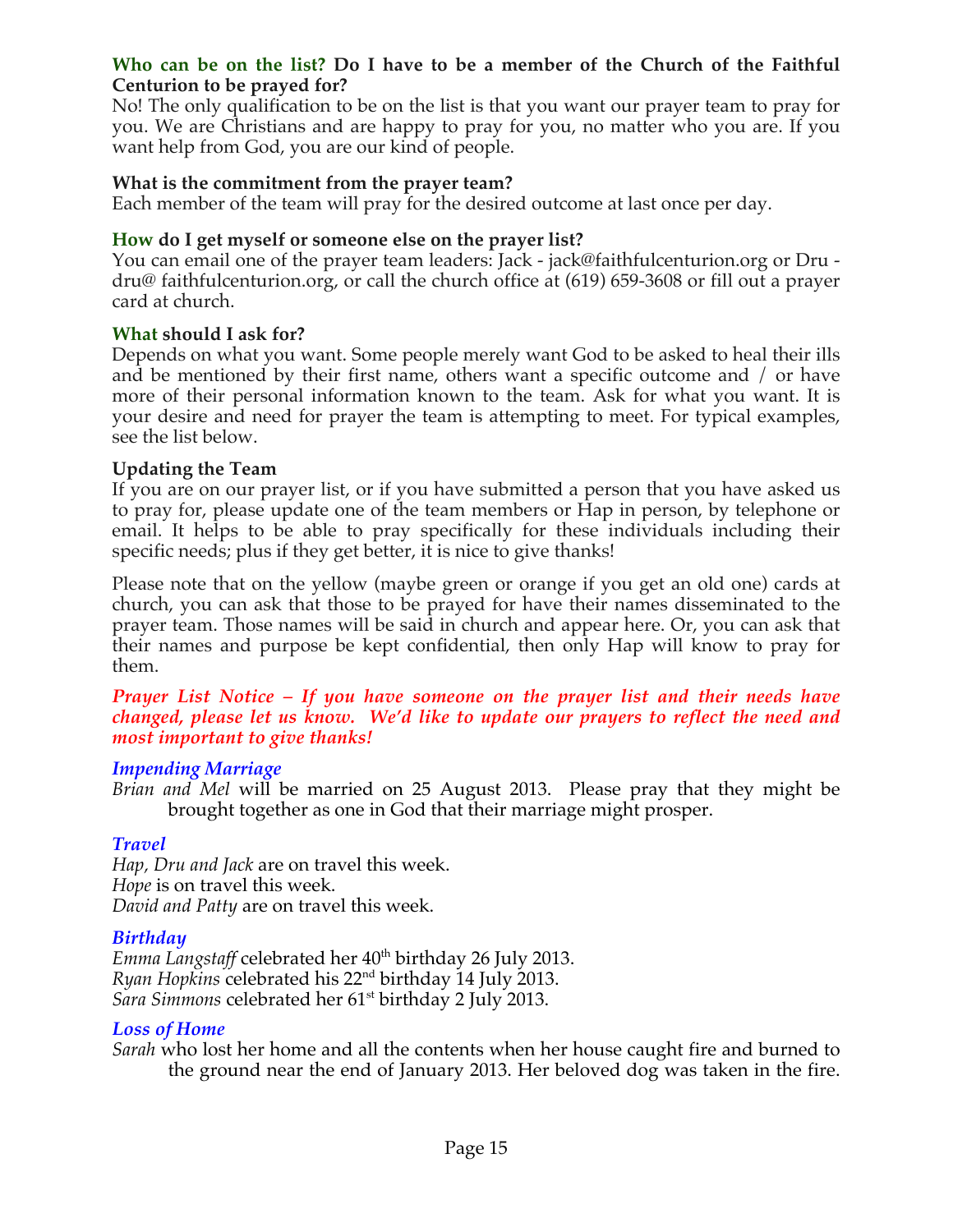**Who can be on the list? Do I have to be a member of the Church of the Faithful Centurion to be prayed for?**

No! The only qualification to be on the list is that you want our prayer team to pray for you. We are Christians and are happy to pray for you, no matter who you are. If you want help from God, you are our kind of people.

**What is the commitment from the prayer team?**

Each member of the team will pray for the desired outcome at last once per day.

**How do I get myself or someone else on the prayer list?**

You can email one of the prayer team leaders: Jack - jack@faithfulcenturion.org or Dru - dru@ faithfulcenturion.org, or call the church office at (619) 659-3608 or fill out a prayer card at church.

**What should I ask for?**

Depends on what you want. Some people merely want God to be asked to heal their ills and be mentioned by their first name, others want a specific outcome and / or have more of their personal information known to the team. Ask for what you want. It is your desire and need for prayer the team is attempting to meet. For typical examples, see the list below.

**Updating the Team**

If you are on our prayer list, or if you have submitted a person that you have asked us to pray for, please update one of the team members or Hap in person, by telephone or email. It helps to be able to pray specifically for these individuals including their specific needs; plus if they get better, it is nice to give thanks!

Please note that on the yellow (maybe green or orange if you get an old one) cards at church, you can ask that those to be prayed for have their names disseminated to the prayer team. Those names will be said in church and appear here. Or, you can ask that their names and purpose be kept confidential, then only Hap will know to pray for them.

***Prayer List Notice – If you have someone on the prayer list and their needs have changed, please let us know. We'd like to update our prayers to reflect the need and most important to give thanks!***

***Impending Marriage***

*Brian and Mel* will be married on 25 August 2013. Please pray that they might be brought together as one in God that their marriage might prosper.

***Travel***

*Hap, Dru and Jack* are on travel this week.
*Hope* is on travel this week.
*David and Patty* are on travel this week.

***Birthday***

*Emma Langstaff* celebrated her 40th birthday 26 July 2013.
*Ryan Hopkins* celebrated his 22nd birthday 14 July 2013.
*Sara Simmons* celebrated her 61st birthday 2 July 2013.

***Loss of Home***

*Sarah* who lost her home and all the contents when her house caught fire and burned to the ground near the end of January 2013. Her beloved dog was taken in the fire.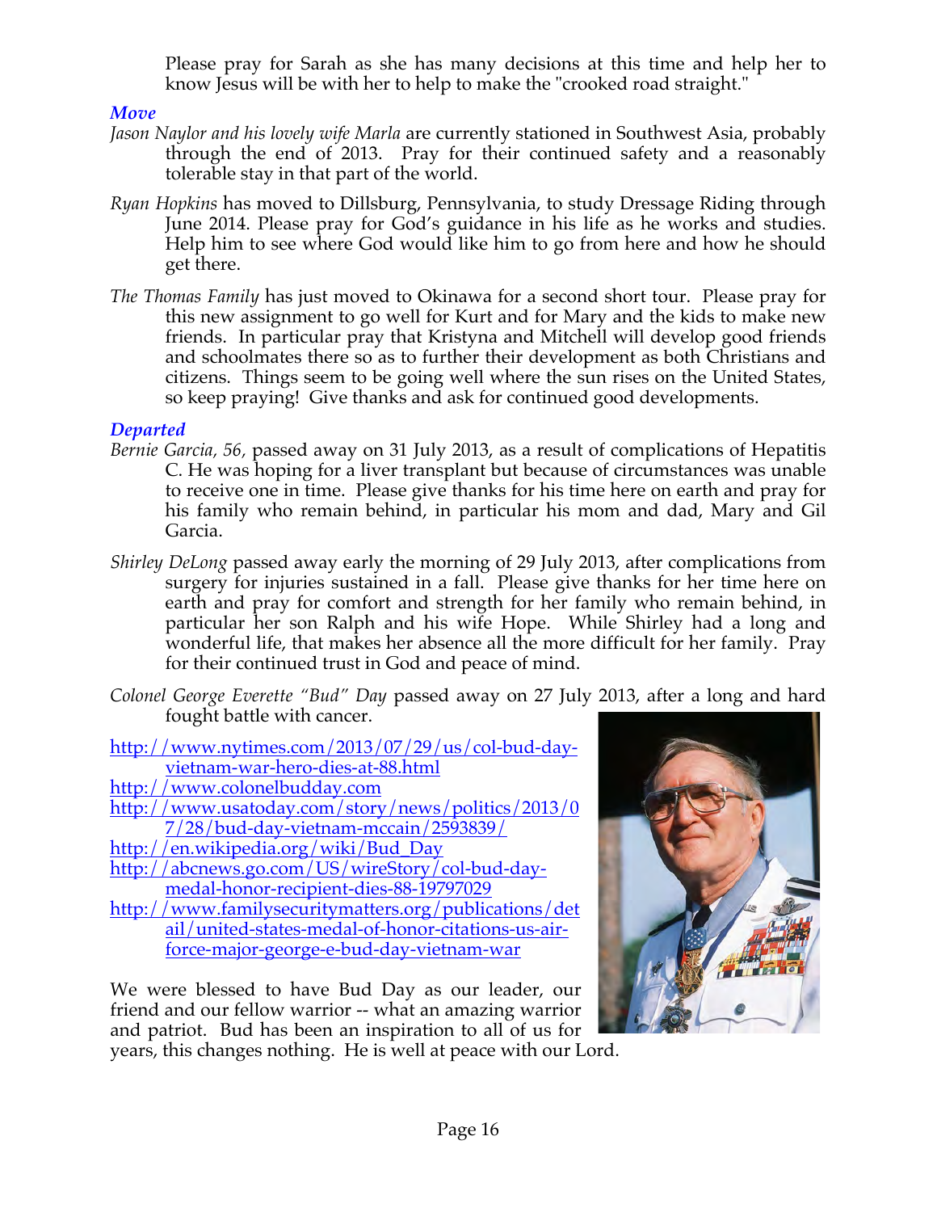Please pray for Sarah as she has many decisions at this time and help her to know Jesus will be with her to help to make the "crooked road straight."

### *Move*

*Jason Naylor and his lovely wife Marla* are currently stationed in Southwest Asia, probably through the end of 2013. Pray for their continued safety and a reasonably tolerable stay in that part of the world.

*Ryan Hopkins* has moved to Dillsburg, Pennsylvania, to study Dressage Riding through June 2014. Please pray for God's guidance in his life as he works and studies. Help him to see where God would like him to go from here and how he should get there.

*The Thomas Family* has just moved to Okinawa for a second short tour. Please pray for this new assignment to go well for Kurt and for Mary and the kids to make new friends. In particular pray that Kristyna and Mitchell will develop good friends and schoolmates there so as to further their development as both Christians and citizens. Things seem to be going well where the sun rises on the United States, so keep praying! Give thanks and ask for continued good developments.

### *Departed*

*Bernie Garcia, 56,* passed away on 31 July 2013, as a result of complications of Hepatitis C. He was hoping for a liver transplant but because of circumstances was unable to receive one in time. Please give thanks for his time here on earth and pray for his family who remain behind, in particular his mom and dad, Mary and Gil Garcia.

*Shirley DeLong* passed away early the morning of 29 July 2013, after complications from surgery for injuries sustained in a fall. Please give thanks for her time here on earth and pray for comfort and strength for her family who remain behind, in particular her son Ralph and his wife Hope. While Shirley had a long and wonderful life, that makes her absence all the more difficult for her family. Pray for their continued trust in God and peace of mind.

*Colonel George Everette "Bud" Day* passed away on 27 July 2013, after a long and hard fought battle with cancer.

http://www.nytimes.com/2013/07/29/us/col-bud-day-vietnam-war-hero-dies-at-88.html
http://www.colonelbudday.com
http://www.usatoday.com/story/news/politics/2013/07/28/bud-day-vietnam-mccain/2593839/
http://en.wikipedia.org/wiki/Bud_Day
http://abcnews.go.com/US/wireStory/col-bud-day-medal-honor-recipient-dies-88-19797029
http://www.familysecuritymatters.org/publications/detail/united-states-medal-of-honor-citations-us-air-force-major-george-e-bud-day-vietnam-war

We were blessed to have Bud Day as our leader, our friend and our fellow warrior -- what an amazing warrior and patriot. Bud has been an inspiration to all of us for years, this changes nothing. He is well at peace with our Lord.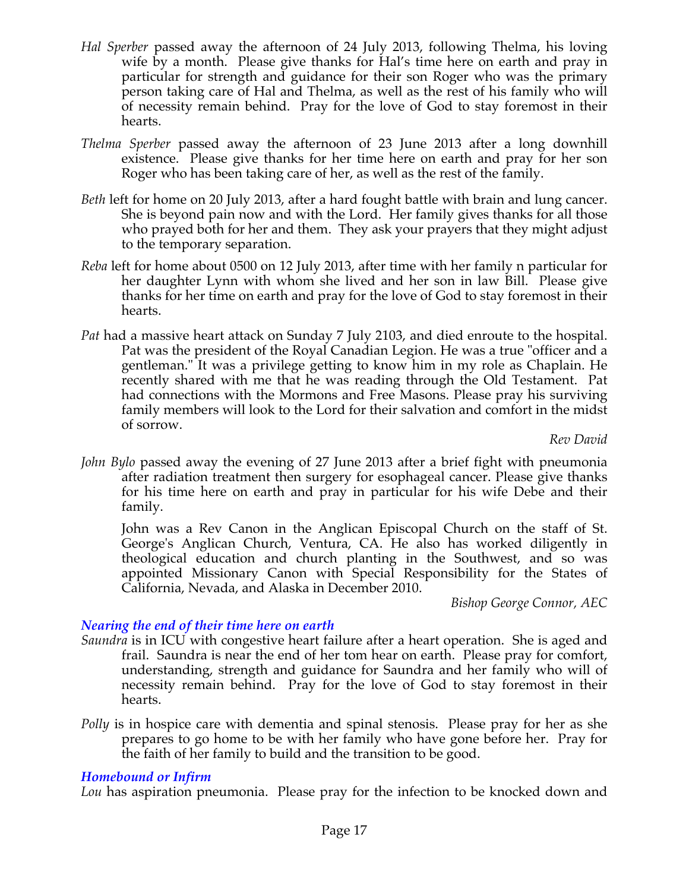*Hal Sperber* passed away the afternoon of 24 July 2013, following Thelma, his loving wife by a month. Please give thanks for Hal's time here on earth and pray in particular for strength and guidance for their son Roger who was the primary person taking care of Hal and Thelma, as well as the rest of his family who will of necessity remain behind. Pray for the love of God to stay foremost in their hearts.

*Thelma Sperber* passed away the afternoon of 23 June 2013 after a long downhill existence. Please give thanks for her time here on earth and pray for her son Roger who has been taking care of her, as well as the rest of the family.

*Beth* left for home on 20 July 2013, after a hard fought battle with brain and lung cancer. She is beyond pain now and with the Lord. Her family gives thanks for all those who prayed both for her and them. They ask your prayers that they might adjust to the temporary separation.

*Reba* left for home about 0500 on 12 July 2013, after time with her family n particular for her daughter Lynn with whom she lived and her son in law Bill. Please give thanks for her time on earth and pray for the love of God to stay foremost in their hearts.

*Pat* had a massive heart attack on Sunday 7 July 2103, and died enroute to the hospital. Pat was the president of the Royal Canadian Legion. He was a true "officer and a gentleman." It was a privilege getting to know him in my role as Chaplain. He recently shared with me that he was reading through the Old Testament. Pat had connections with the Mormons and Free Masons. Please pray his surviving family members will look to the Lord for their salvation and comfort in the midst of sorrow.

*Rev David*

*John Bylo* passed away the evening of 27 June 2013 after a brief fight with pneumonia after radiation treatment then surgery for esophageal cancer. Please give thanks for his time here on earth and pray in particular for his wife Debe and their family.

John was a Rev Canon in the Anglican Episcopal Church on the staff of St. George's Anglican Church, Ventura, CA. He also has worked diligently in theological education and church planting in the Southwest, and so was appointed Missionary Canon with Special Responsibility for the States of California, Nevada, and Alaska in December 2010.

*Bishop George Connor, AEC*

### *Nearing the end of their time here on earth*

*Saundra* is in ICU with congestive heart failure after a heart operation. She is aged and frail. Saundra is near the end of her tom hear on earth. Please pray for comfort, understanding, strength and guidance for Saundra and her family who will of necessity remain behind. Pray for the love of God to stay foremost in their hearts.

*Polly* is in hospice care with dementia and spinal stenosis. Please pray for her as she prepares to go home to be with her family who have gone before her. Pray for the faith of her family to build and the transition to be good.

### *Homebound or Infirm*

*Lou* has aspiration pneumonia. Please pray for the infection to be knocked down and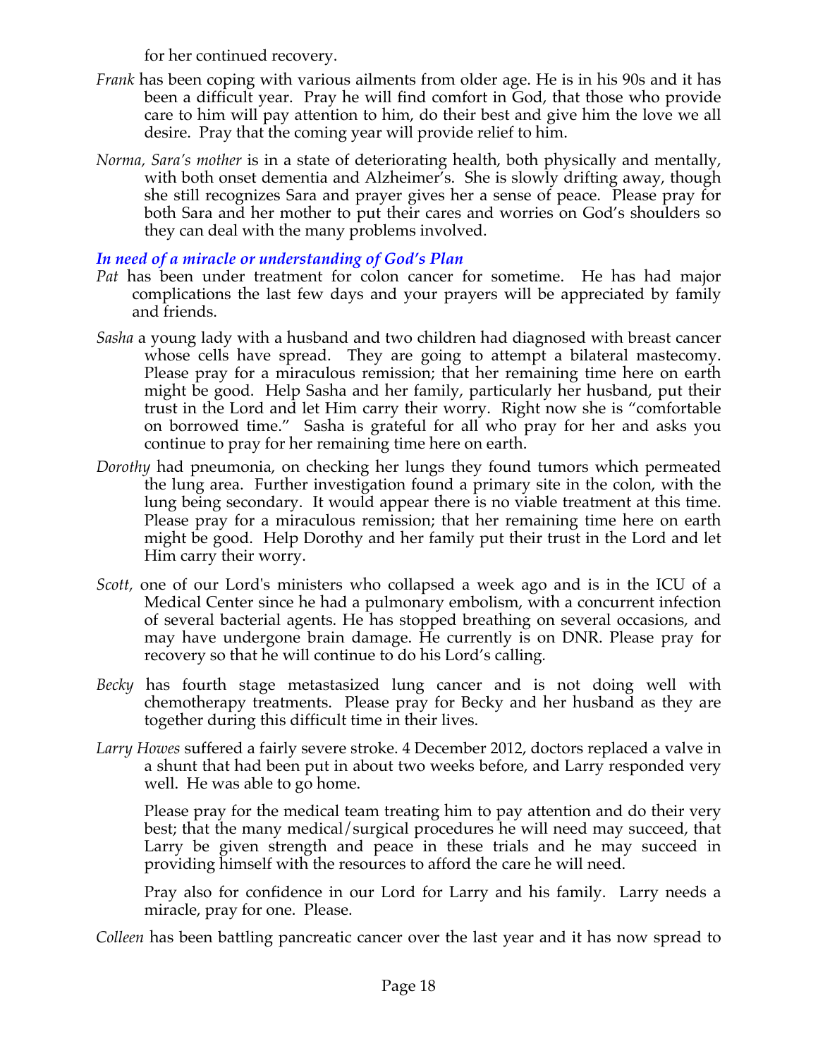for her continued recovery.

*Frank* has been coping with various ailments from older age. He is in his 90s and it has been a difficult year. Pray he will find comfort in God, that those who provide care to him will pay attention to him, do their best and give him the love we all desire. Pray that the coming year will provide relief to him.

*Norma, Sara's mother* is in a state of deteriorating health, both physically and mentally, with both onset dementia and Alzheimer's. She is slowly drifting away, though she still recognizes Sara and prayer gives her a sense of peace. Please pray for both Sara and her mother to put their cares and worries on God's shoulders so they can deal with the many problems involved.

### *In need of a miracle or understanding of God's Plan*

*Pat* has been under treatment for colon cancer for sometime. He has had major complications the last few days and your prayers will be appreciated by family and friends.

*Sasha* a young lady with a husband and two children had diagnosed with breast cancer whose cells have spread. They are going to attempt a bilateral mastecomy. Please pray for a miraculous remission; that her remaining time here on earth might be good. Help Sasha and her family, particularly her husband, put their trust in the Lord and let Him carry their worry. Right now she is "comfortable on borrowed time." Sasha is grateful for all who pray for her and asks you continue to pray for her remaining time here on earth.

*Dorothy* had pneumonia, on checking her lungs they found tumors which permeated the lung area. Further investigation found a primary site in the colon, with the lung being secondary. It would appear there is no viable treatment at this time. Please pray for a miraculous remission; that her remaining time here on earth might be good. Help Dorothy and her family put their trust in the Lord and let Him carry their worry.

*Scott,* one of our Lord's ministers who collapsed a week ago and is in the ICU of a Medical Center since he had a pulmonary embolism, with a concurrent infection of several bacterial agents. He has stopped breathing on several occasions, and may have undergone brain damage. He currently is on DNR. Please pray for recovery so that he will continue to do his Lord's calling.

*Becky* has fourth stage metastasized lung cancer and is not doing well with chemotherapy treatments. Please pray for Becky and her husband as they are together during this difficult time in their lives.

*Larry Howes* suffered a fairly severe stroke. 4 December 2012, doctors replaced a valve in a shunt that had been put in about two weeks before, and Larry responded very well. He was able to go home.

Please pray for the medical team treating him to pay attention and do their very best; that the many medical/surgical procedures he will need may succeed, that Larry be given strength and peace in these trials and he may succeed in providing himself with the resources to afford the care he will need.

Pray also for confidence in our Lord for Larry and his family. Larry needs a miracle, pray for one. Please.

*Colleen* has been battling pancreatic cancer over the last year and it has now spread to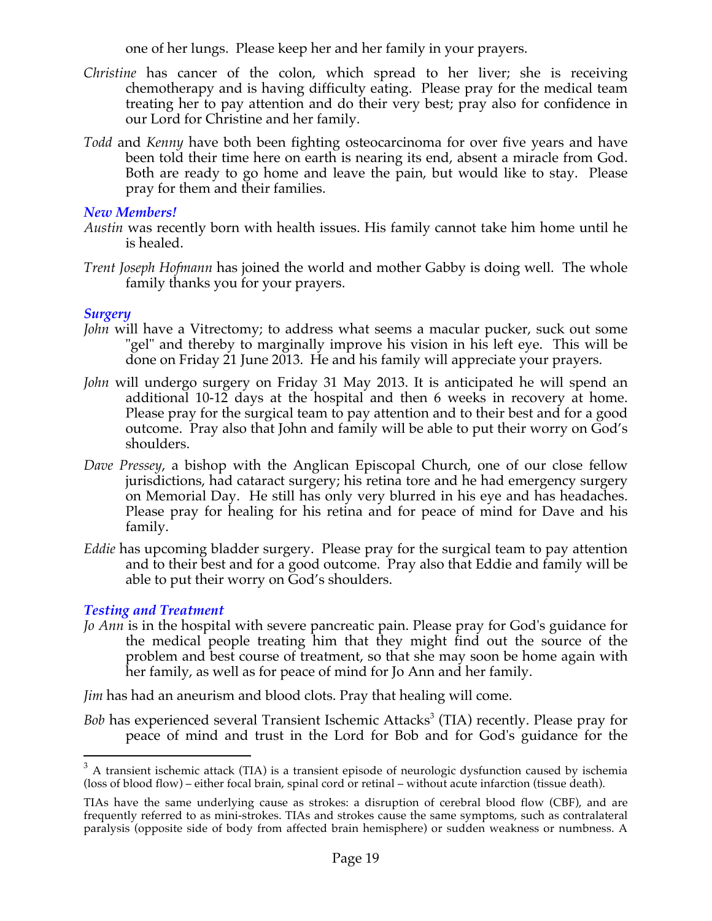one of her lungs. Please keep her and her family in your prayers.

*Christine* has cancer of the colon, which spread to her liver; she is receiving chemotherapy and is having difficulty eating. Please pray for the medical team treating her to pay attention and do their very best; pray also for confidence in our Lord for Christine and her family.

*Todd* and *Kenny* have both been fighting osteocarcinoma for over five years and have been told their time here on earth is nearing its end, absent a miracle from God. Both are ready to go home and leave the pain, but would like to stay. Please pray for them and their families.

### *New Members!*

*Austin* was recently born with health issues. His family cannot take him home until he is healed.

*Trent Joseph Hofmann* has joined the world and mother Gabby is doing well. The whole family thanks you for your prayers.

### *Surgery*

*John* will have a Vitrectomy; to address what seems a macular pucker, suck out some "gel" and thereby to marginally improve his vision in his left eye. This will be done on Friday 21 June 2013. He and his family will appreciate your prayers.

*John* will undergo surgery on Friday 31 May 2013. It is anticipated he will spend an additional 10-12 days at the hospital and then 6 weeks in recovery at home. Please pray for the surgical team to pay attention and to their best and for a good outcome. Pray also that John and family will be able to put their worry on God's shoulders.

*Dave Pressey*, a bishop with the Anglican Episcopal Church, one of our close fellow jurisdictions, had cataract surgery; his retina tore and he had emergency surgery on Memorial Day. He still has only very blurred in his eye and has headaches. Please pray for healing for his retina and for peace of mind for Dave and his family.

*Eddie* has upcoming bladder surgery. Please pray for the surgical team to pay attention and to their best and for a good outcome. Pray also that Eddie and family will be able to put their worry on God's shoulders.

### *Testing and Treatment*

*Jo Ann* is in the hospital with severe pancreatic pain. Please pray for God's guidance for the medical people treating him that they might find out the source of the problem and best course of treatment, so that she may soon be home again with her family, as well as for peace of mind for Jo Ann and her family.

*Jim* has had an aneurism and blood clots. Pray that healing will come.

*Bob* has experienced several Transient Ischemic Attacks[3] (TIA) recently. Please pray for peace of mind and trust in the Lord for Bob and for God's guidance for the

---

[3] A transient ischemic attack (TIA) is a transient episode of neurologic dysfunction caused by ischemia (loss of blood flow) – either focal brain, spinal cord or retinal – without acute infarction (tissue death).

TIAs have the same underlying cause as strokes: a disruption of cerebral blood flow (CBF), and are frequently referred to as mini-strokes. TIAs and strokes cause the same symptoms, such as contralateral paralysis (opposite side of body from affected brain hemisphere) or sudden weakness or numbness. A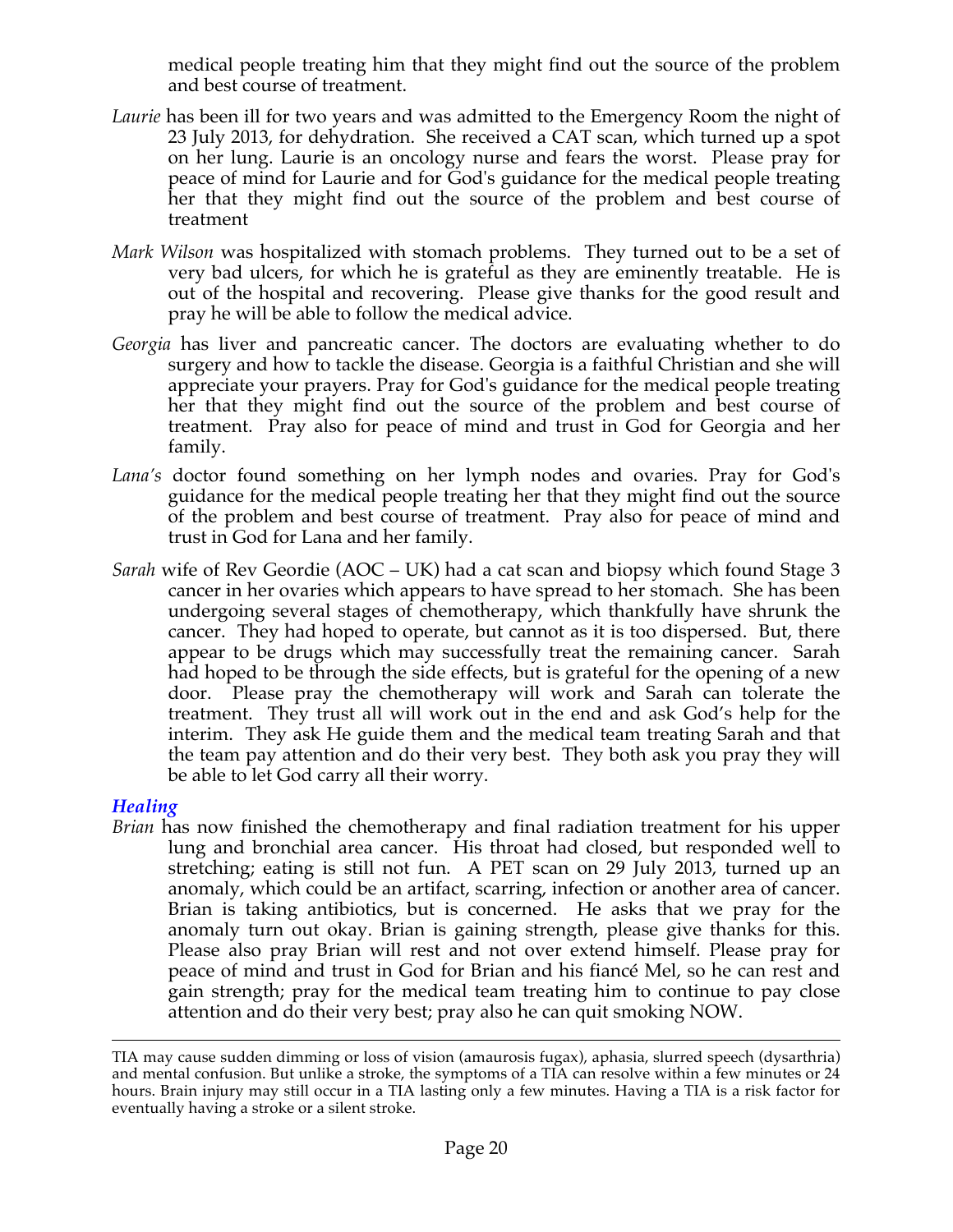medical people treating him that they might find out the source of the problem and best course of treatment.

*Laurie* has been ill for two years and was admitted to the Emergency Room the night of 23 July 2013, for dehydration. She received a CAT scan, which turned up a spot on her lung. Laurie is an oncology nurse and fears the worst. Please pray for peace of mind for Laurie and for God's guidance for the medical people treating her that they might find out the source of the problem and best course of treatment

*Mark Wilson* was hospitalized with stomach problems. They turned out to be a set of very bad ulcers, for which he is grateful as they are eminently treatable. He is out of the hospital and recovering. Please give thanks for the good result and pray he will be able to follow the medical advice.

*Georgia* has liver and pancreatic cancer. The doctors are evaluating whether to do surgery and how to tackle the disease. Georgia is a faithful Christian and she will appreciate your prayers. Pray for God's guidance for the medical people treating her that they might find out the source of the problem and best course of treatment. Pray also for peace of mind and trust in God for Georgia and her family.

*Lana's* doctor found something on her lymph nodes and ovaries. Pray for God's guidance for the medical people treating her that they might find out the source of the problem and best course of treatment. Pray also for peace of mind and trust in God for Lana and her family.

*Sarah* wife of Rev Geordie (AOC – UK) had a cat scan and biopsy which found Stage 3 cancer in her ovaries which appears to have spread to her stomach. She has been undergoing several stages of chemotherapy, which thankfully have shrunk the cancer. They had hoped to operate, but cannot as it is too dispersed. But, there appear to be drugs which may successfully treat the remaining cancer. Sarah had hoped to be through the side effects, but is grateful for the opening of a new door. Please pray the chemotherapy will work and Sarah can tolerate the treatment. They trust all will work out in the end and ask God's help for the interim. They ask He guide them and the medical team treating Sarah and that the team pay attention and do their very best. They both ask you pray they will be able to let God carry all their worry.

### *Healing*

*Brian* has now finished the chemotherapy and final radiation treatment for his upper lung and bronchial area cancer. His throat had closed, but responded well to stretching; eating is still not fun. A PET scan on 29 July 2013, turned up an anomaly, which could be an artifact, scarring, infection or another area of cancer. Brian is taking antibiotics, but is concerned. He asks that we pray for the anomaly turn out okay. Brian is gaining strength, please give thanks for this. Please also pray Brian will rest and not over extend himself. Please pray for peace of mind and trust in God for Brian and his fiancé Mel, so he can rest and gain strength; pray for the medical team treating him to continue to pay close attention and do their very best; pray also he can quit smoking NOW.

---

TIA may cause sudden dimming or loss of vision (amaurosis fugax), aphasia, slurred speech (dysarthria) and mental confusion. But unlike a stroke, the symptoms of a TIA can resolve within a few minutes or 24 hours. Brain injury may still occur in a TIA lasting only a few minutes. Having a TIA is a risk factor for eventually having a stroke or a silent stroke.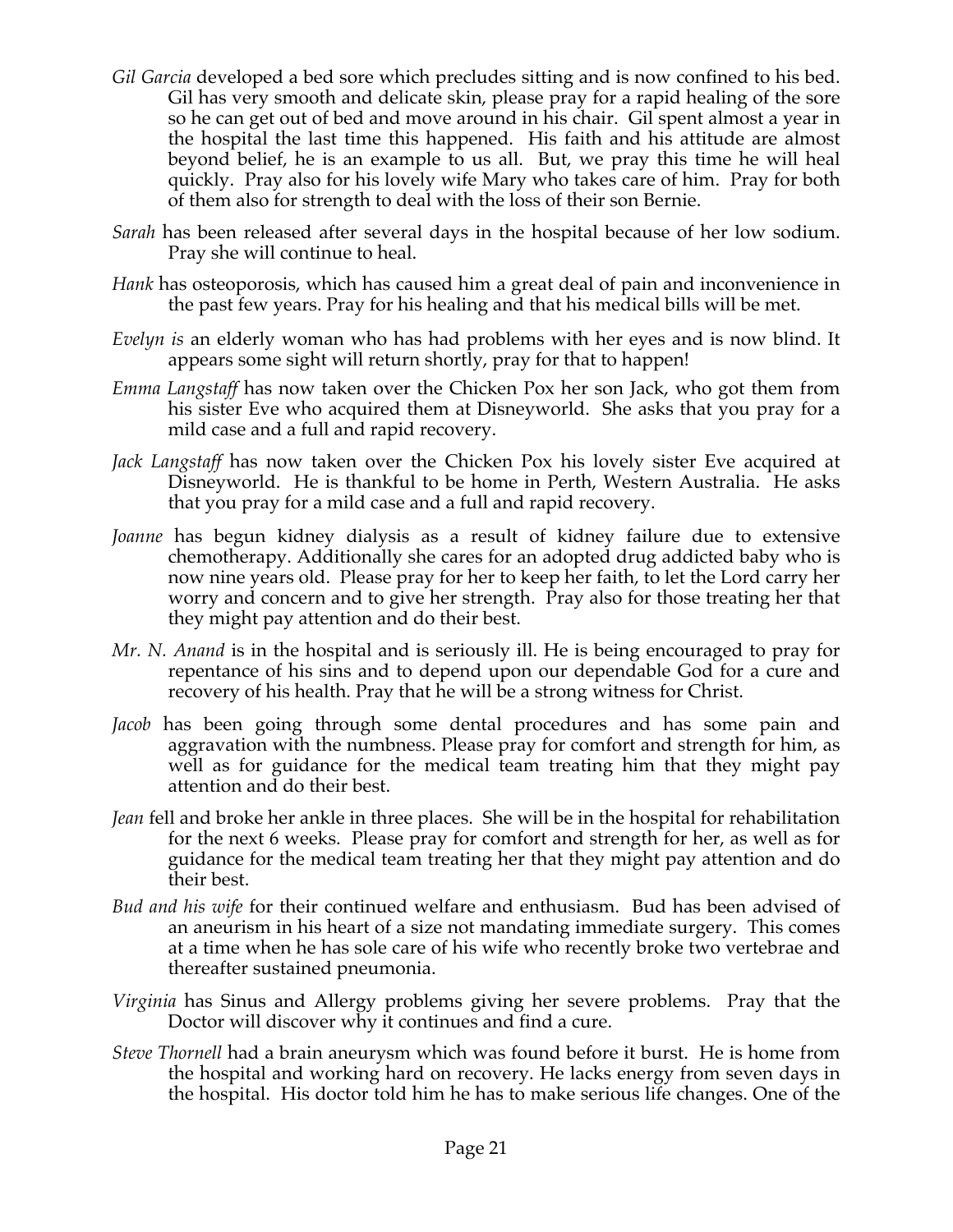*Gil Garcia* developed a bed sore which precludes sitting and is now confined to his bed. Gil has very smooth and delicate skin, please pray for a rapid healing of the sore so he can get out of bed and move around in his chair. Gil spent almost a year in the hospital the last time this happened. His faith and his attitude are almost beyond belief, he is an example to us all. But, we pray this time he will heal quickly. Pray also for his lovely wife Mary who takes care of him. Pray for both of them also for strength to deal with the loss of their son Bernie.

*Sarah* has been released after several days in the hospital because of her low sodium. Pray she will continue to heal.

*Hank* has osteoporosis, which has caused him a great deal of pain and inconvenience in the past few years. Pray for his healing and that his medical bills will be met.

*Evelyn is* an elderly woman who has had problems with her eyes and is now blind. It appears some sight will return shortly, pray for that to happen!

*Emma Langstaff* has now taken over the Chicken Pox her son Jack, who got them from his sister Eve who acquired them at Disneyworld. She asks that you pray for a mild case and a full and rapid recovery.

*Jack Langstaff* has now taken over the Chicken Pox his lovely sister Eve acquired at Disneyworld. He is thankful to be home in Perth, Western Australia. He asks that you pray for a mild case and a full and rapid recovery.

*Joanne* has begun kidney dialysis as a result of kidney failure due to extensive chemotherapy. Additionally she cares for an adopted drug addicted baby who is now nine years old. Please pray for her to keep her faith, to let the Lord carry her worry and concern and to give her strength. Pray also for those treating her that they might pay attention and do their best.

*Mr. N. Anand* is in the hospital and is seriously ill. He is being encouraged to pray for repentance of his sins and to depend upon our dependable God for a cure and recovery of his health. Pray that he will be a strong witness for Christ.

*Jacob* has been going through some dental procedures and has some pain and aggravation with the numbness. Please pray for comfort and strength for him, as well as for guidance for the medical team treating him that they might pay attention and do their best.

*Jean* fell and broke her ankle in three places. She will be in the hospital for rehabilitation for the next 6 weeks. Please pray for comfort and strength for her, as well as for guidance for the medical team treating her that they might pay attention and do their best.

*Bud and his wife* for their continued welfare and enthusiasm. Bud has been advised of an aneurism in his heart of a size not mandating immediate surgery. This comes at a time when he has sole care of his wife who recently broke two vertebrae and thereafter sustained pneumonia.

*Virginia* has Sinus and Allergy problems giving her severe problems. Pray that the Doctor will discover why it continues and find a cure.

*Steve Thornell* had a brain aneurysm which was found before it burst. He is home from the hospital and working hard on recovery. He lacks energy from seven days in the hospital. His doctor told him he has to make serious life changes. One of the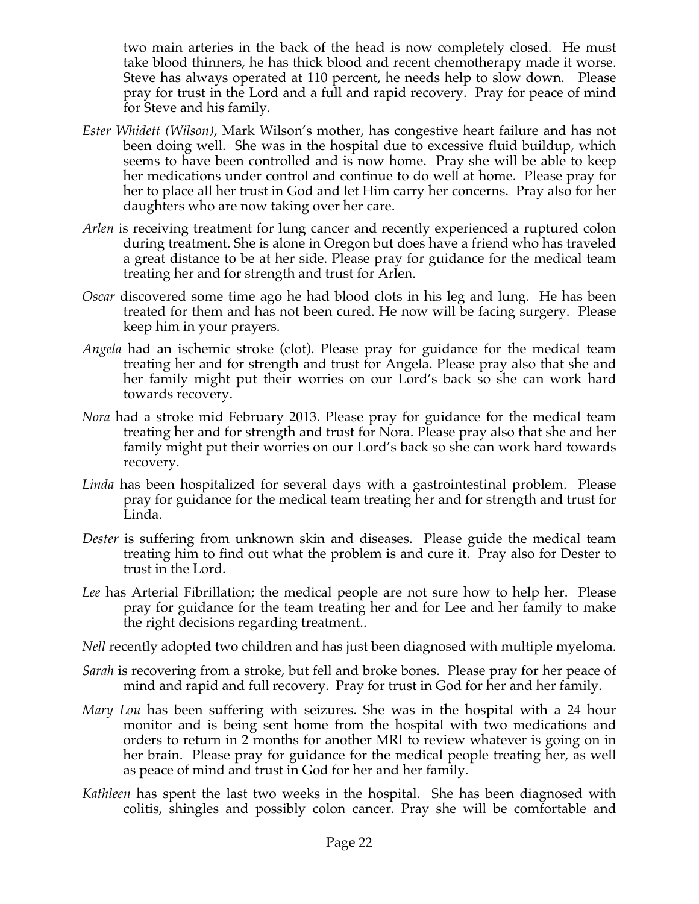two main arteries in the back of the head is now completely closed. He must take blood thinners, he has thick blood and recent chemotherapy made it worse. Steve has always operated at 110 percent, he needs help to slow down. Please pray for trust in the Lord and a full and rapid recovery. Pray for peace of mind for Steve and his family.

*Ester Whidett (Wilson)*, Mark Wilson's mother, has congestive heart failure and has not been doing well. She was in the hospital due to excessive fluid buildup, which seems to have been controlled and is now home. Pray she will be able to keep her medications under control and continue to do well at home. Please pray for her to place all her trust in God and let Him carry her concerns. Pray also for her daughters who are now taking over her care.

*Arlen* is receiving treatment for lung cancer and recently experienced a ruptured colon during treatment. She is alone in Oregon but does have a friend who has traveled a great distance to be at her side. Please pray for guidance for the medical team treating her and for strength and trust for Arlen.

*Oscar* discovered some time ago he had blood clots in his leg and lung. He has been treated for them and has not been cured. He now will be facing surgery. Please keep him in your prayers.

*Angela* had an ischemic stroke (clot). Please pray for guidance for the medical team treating her and for strength and trust for Angela. Please pray also that she and her family might put their worries on our Lord's back so she can work hard towards recovery.

*Nora* had a stroke mid February 2013. Please pray for guidance for the medical team treating her and for strength and trust for Nora. Please pray also that she and her family might put their worries on our Lord's back so she can work hard towards recovery.

*Linda* has been hospitalized for several days with a gastrointestinal problem. Please pray for guidance for the medical team treating her and for strength and trust for Linda.

*Dester* is suffering from unknown skin and diseases. Please guide the medical team treating him to find out what the problem is and cure it. Pray also for Dester to trust in the Lord.

*Lee* has Arterial Fibrillation; the medical people are not sure how to help her. Please pray for guidance for the team treating her and for Lee and her family to make the right decisions regarding treatment..

*Nell* recently adopted two children and has just been diagnosed with multiple myeloma.

*Sarah* is recovering from a stroke, but fell and broke bones. Please pray for her peace of mind and rapid and full recovery. Pray for trust in God for her and her family.

*Mary Lou* has been suffering with seizures. She was in the hospital with a 24 hour monitor and is being sent home from the hospital with two medications and orders to return in 2 months for another MRI to review whatever is going on in her brain. Please pray for guidance for the medical people treating her, as well as peace of mind and trust in God for her and her family.

*Kathleen* has spent the last two weeks in the hospital. She has been diagnosed with colitis, shingles and possibly colon cancer. Pray she will be comfortable and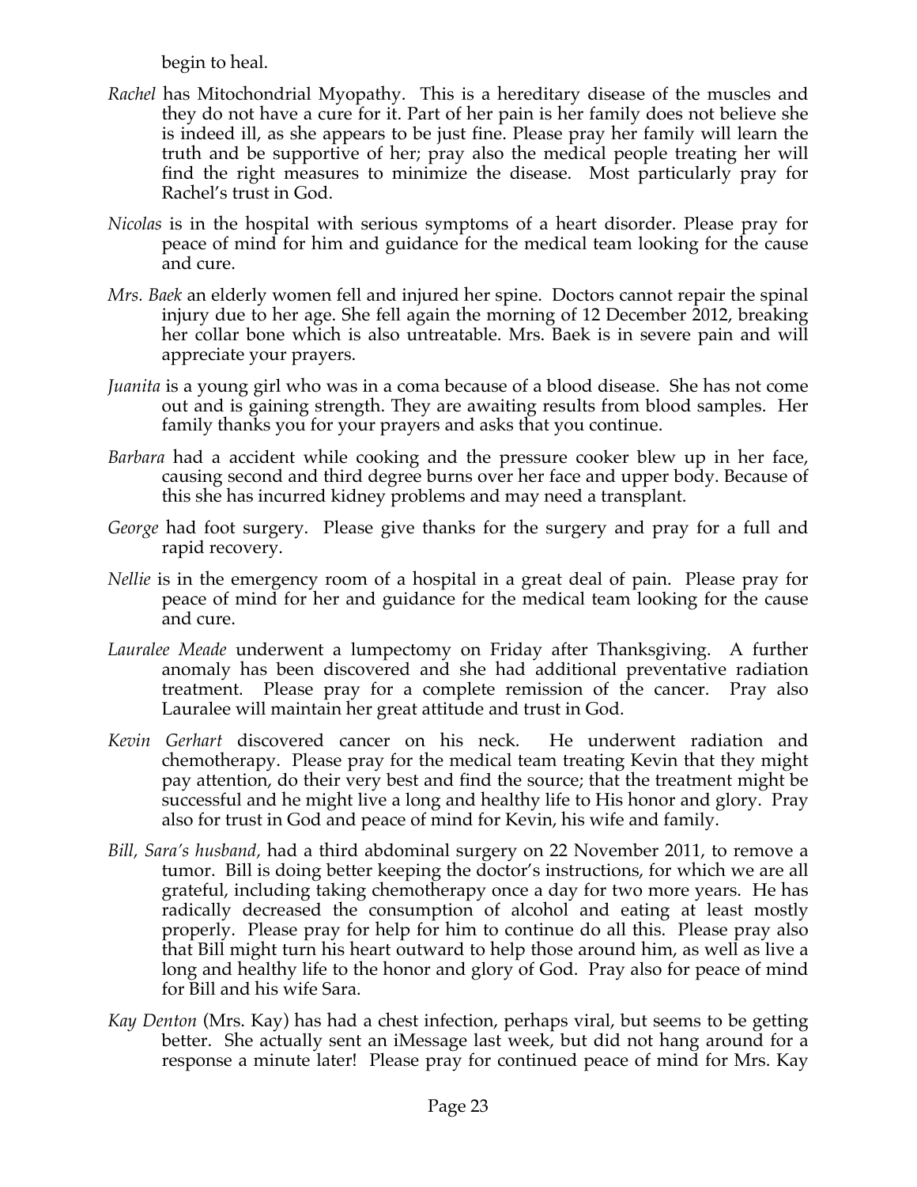begin to heal.

*Rachel* has Mitochondrial Myopathy. This is a hereditary disease of the muscles and they do not have a cure for it. Part of her pain is her family does not believe she is indeed ill, as she appears to be just fine. Please pray her family will learn the truth and be supportive of her; pray also the medical people treating her will find the right measures to minimize the disease. Most particularly pray for Rachel's trust in God.

*Nicolas* is in the hospital with serious symptoms of a heart disorder. Please pray for peace of mind for him and guidance for the medical team looking for the cause and cure.

*Mrs. Baek* an elderly women fell and injured her spine. Doctors cannot repair the spinal injury due to her age. She fell again the morning of 12 December 2012, breaking her collar bone which is also untreatable. Mrs. Baek is in severe pain and will appreciate your prayers.

*Juanita* is a young girl who was in a coma because of a blood disease. She has not come out and is gaining strength. They are awaiting results from blood samples. Her family thanks you for your prayers and asks that you continue.

*Barbara* had a accident while cooking and the pressure cooker blew up in her face, causing second and third degree burns over her face and upper body. Because of this she has incurred kidney problems and may need a transplant.

*George* had foot surgery. Please give thanks for the surgery and pray for a full and rapid recovery.

*Nellie* is in the emergency room of a hospital in a great deal of pain. Please pray for peace of mind for her and guidance for the medical team looking for the cause and cure.

*Lauralee Meade* underwent a lumpectomy on Friday after Thanksgiving. A further anomaly has been discovered and she had additional preventative radiation treatment. Please pray for a complete remission of the cancer. Pray also Lauralee will maintain her great attitude and trust in God.

*Kevin Gerhart* discovered cancer on his neck. He underwent radiation and chemotherapy. Please pray for the medical team treating Kevin that they might pay attention, do their very best and find the source; that the treatment might be successful and he might live a long and healthy life to His honor and glory. Pray also for trust in God and peace of mind for Kevin, his wife and family.

*Bill, Sara's husband,* had a third abdominal surgery on 22 November 2011, to remove a tumor. Bill is doing better keeping the doctor's instructions, for which we are all grateful, including taking chemotherapy once a day for two more years. He has radically decreased the consumption of alcohol and eating at least mostly properly. Please pray for help for him to continue do all this. Please pray also that Bill might turn his heart outward to help those around him, as well as live a long and healthy life to the honor and glory of God. Pray also for peace of mind for Bill and his wife Sara.

*Kay Denton* (Mrs. Kay) has had a chest infection, perhaps viral, but seems to be getting better. She actually sent an iMessage last week, but did not hang around for a response a minute later! Please pray for continued peace of mind for Mrs. Kay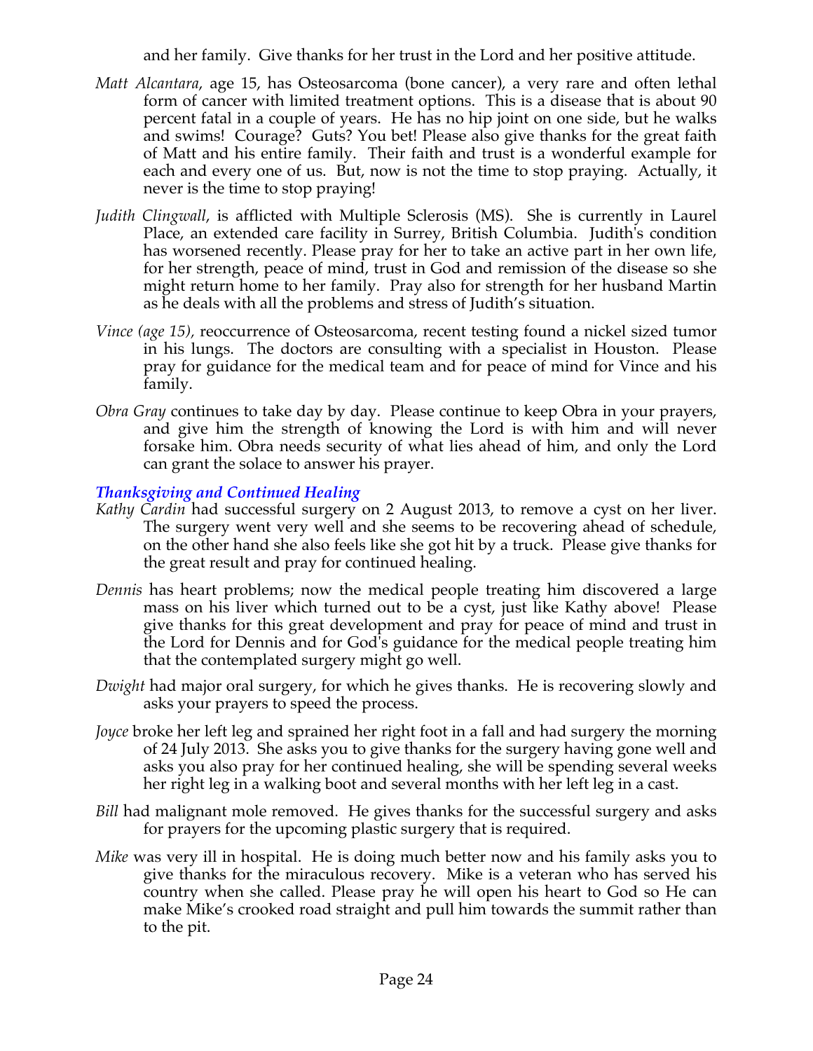and her family. Give thanks for her trust in the Lord and her positive attitude.

*Matt Alcantara*, age 15, has Osteosarcoma (bone cancer), a very rare and often lethal form of cancer with limited treatment options. This is a disease that is about 90 percent fatal in a couple of years. He has no hip joint on one side, but he walks and swims! Courage? Guts? You bet! Please also give thanks for the great faith of Matt and his entire family. Their faith and trust is a wonderful example for each and every one of us. But, now is not the time to stop praying. Actually, it never is the time to stop praying!

*Judith Clingwall*, is afflicted with Multiple Sclerosis (MS). She is currently in Laurel Place, an extended care facility in Surrey, British Columbia. Judith's condition has worsened recently. Please pray for her to take an active part in her own life, for her strength, peace of mind, trust in God and remission of the disease so she might return home to her family. Pray also for strength for her husband Martin as he deals with all the problems and stress of Judith's situation.

*Vince (age 15)*, reoccurrence of Osteosarcoma, recent testing found a nickel sized tumor in his lungs. The doctors are consulting with a specialist in Houston. Please pray for guidance for the medical team and for peace of mind for Vince and his family.

*Obra Gray* continues to take day by day. Please continue to keep Obra in your prayers, and give him the strength of knowing the Lord is with him and will never forsake him. Obra needs security of what lies ahead of him, and only the Lord can grant the solace to answer his prayer.

### *Thanksgiving and Continued Healing*

*Kathy Cardin* had successful surgery on 2 August 2013, to remove a cyst on her liver. The surgery went very well and she seems to be recovering ahead of schedule, on the other hand she also feels like she got hit by a truck. Please give thanks for the great result and pray for continued healing.

*Dennis* has heart problems; now the medical people treating him discovered a large mass on his liver which turned out to be a cyst, just like Kathy above! Please give thanks for this great development and pray for peace of mind and trust in the Lord for Dennis and for God's guidance for the medical people treating him that the contemplated surgery might go well.

*Dwight* had major oral surgery, for which he gives thanks. He is recovering slowly and asks your prayers to speed the process.

*Joyce* broke her left leg and sprained her right foot in a fall and had surgery the morning of 24 July 2013. She asks you to give thanks for the surgery having gone well and asks you also pray for her continued healing, she will be spending several weeks her right leg in a walking boot and several months with her left leg in a cast.

*Bill* had malignant mole removed. He gives thanks for the successful surgery and asks for prayers for the upcoming plastic surgery that is required.

*Mike* was very ill in hospital. He is doing much better now and his family asks you to give thanks for the miraculous recovery. Mike is a veteran who has served his country when she called. Please pray he will open his heart to God so He can make Mike's crooked road straight and pull him towards the summit rather than to the pit.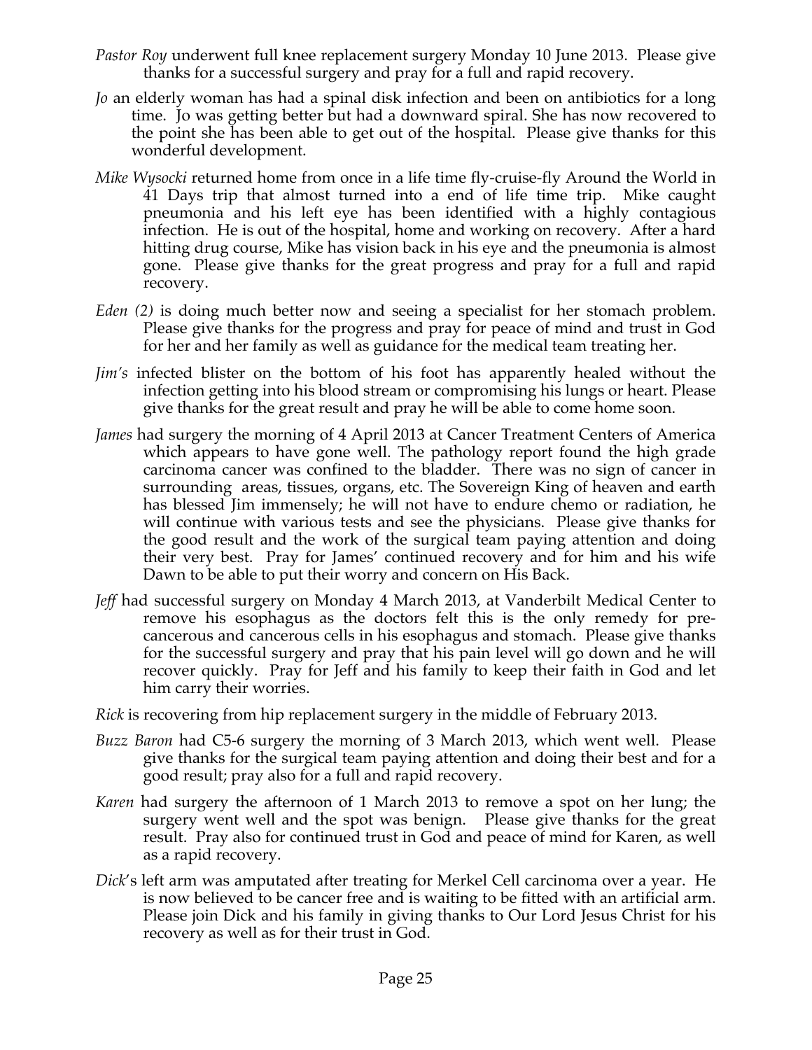*Pastor Roy* underwent full knee replacement surgery Monday 10 June 2013. Please give thanks for a successful surgery and pray for a full and rapid recovery.

*Jo* an elderly woman has had a spinal disk infection and been on antibiotics for a long time. Jo was getting better but had a downward spiral. She has now recovered to the point she has been able to get out of the hospital. Please give thanks for this wonderful development.

*Mike Wysocki* returned home from once in a life time fly-cruise-fly Around the World in 41 Days trip that almost turned into a end of life time trip. Mike caught pneumonia and his left eye has been identified with a highly contagious infection. He is out of the hospital, home and working on recovery. After a hard hitting drug course, Mike has vision back in his eye and the pneumonia is almost gone. Please give thanks for the great progress and pray for a full and rapid recovery.

*Eden (2)* is doing much better now and seeing a specialist for her stomach problem. Please give thanks for the progress and pray for peace of mind and trust in God for her and her family as well as guidance for the medical team treating her.

*Jim's* infected blister on the bottom of his foot has apparently healed without the infection getting into his blood stream or compromising his lungs or heart. Please give thanks for the great result and pray he will be able to come home soon.

*James* had surgery the morning of 4 April 2013 at Cancer Treatment Centers of America which appears to have gone well. The pathology report found the high grade carcinoma cancer was confined to the bladder. There was no sign of cancer in surrounding areas, tissues, organs, etc. The Sovereign King of heaven and earth has blessed Jim immensely; he will not have to endure chemo or radiation, he will continue with various tests and see the physicians. Please give thanks for the good result and the work of the surgical team paying attention and doing their very best. Pray for James' continued recovery and for him and his wife Dawn to be able to put their worry and concern on His Back.

*Jeff* had successful surgery on Monday 4 March 2013, at Vanderbilt Medical Center to remove his esophagus as the doctors felt this is the only remedy for pre-cancerous and cancerous cells in his esophagus and stomach. Please give thanks for the successful surgery and pray that his pain level will go down and he will recover quickly. Pray for Jeff and his family to keep their faith in God and let him carry their worries.

*Rick* is recovering from hip replacement surgery in the middle of February 2013.

*Buzz Baron* had C5-6 surgery the morning of 3 March 2013, which went well. Please give thanks for the surgical team paying attention and doing their best and for a good result; pray also for a full and rapid recovery.

*Karen* had surgery the afternoon of 1 March 2013 to remove a spot on her lung; the surgery went well and the spot was benign. Please give thanks for the great result. Pray also for continued trust in God and peace of mind for Karen, as well as a rapid recovery.

*Dick*'s left arm was amputated after treating for Merkel Cell carcinoma over a year. He is now believed to be cancer free and is waiting to be fitted with an artificial arm. Please join Dick and his family in giving thanks to Our Lord Jesus Christ for his recovery as well as for their trust in God.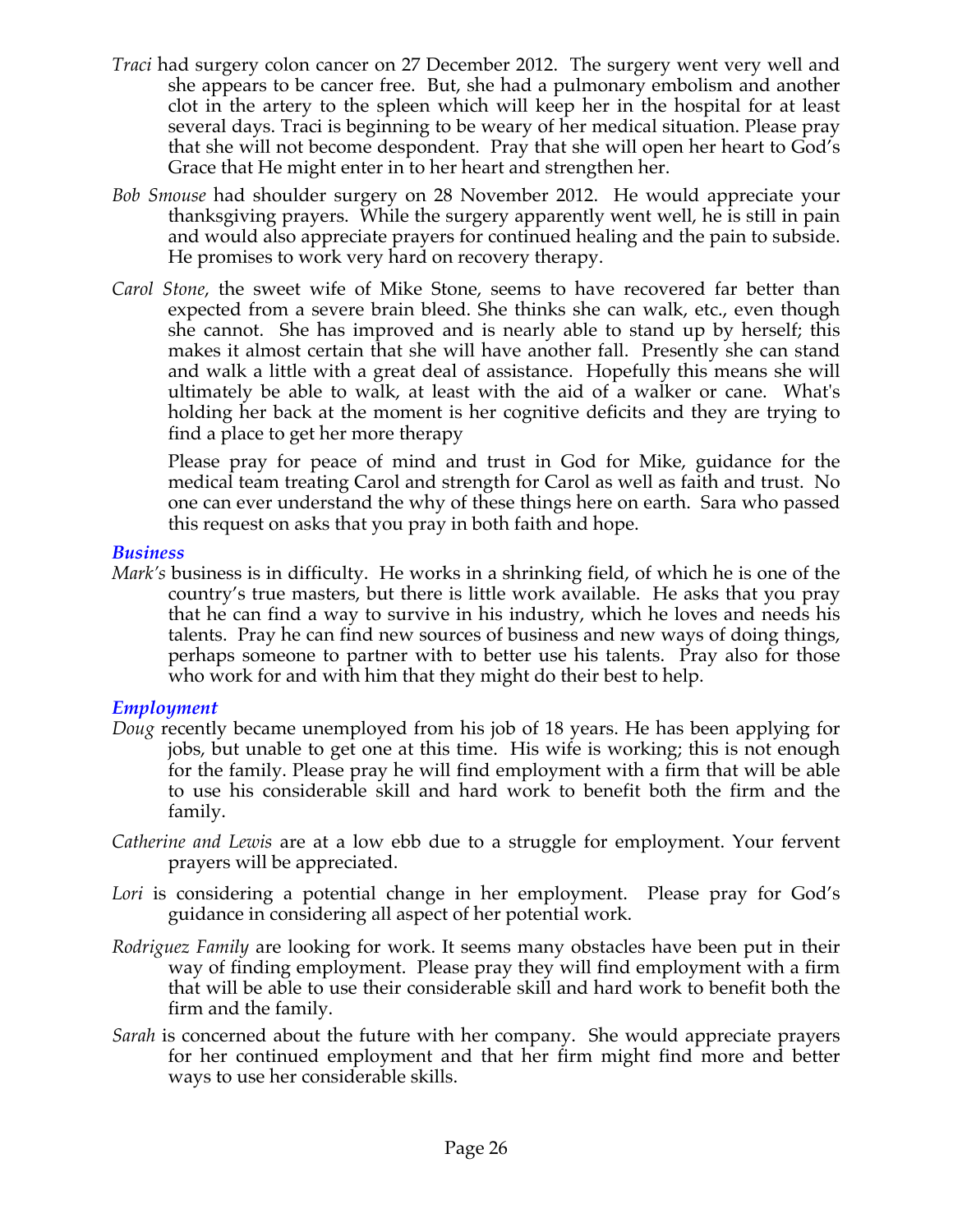*Traci* had surgery colon cancer on 27 December 2012. The surgery went very well and she appears to be cancer free. But, she had a pulmonary embolism and another clot in the artery to the spleen which will keep her in the hospital for at least several days. Traci is beginning to be weary of her medical situation. Please pray that she will not become despondent. Pray that she will open her heart to God's Grace that He might enter in to her heart and strengthen her.

*Bob Smouse* had shoulder surgery on 28 November 2012. He would appreciate your thanksgiving prayers. While the surgery apparently went well, he is still in pain and would also appreciate prayers for continued healing and the pain to subside. He promises to work very hard on recovery therapy.

*Carol Stone*, the sweet wife of Mike Stone, seems to have recovered far better than expected from a severe brain bleed. She thinks she can walk, etc., even though she cannot. She has improved and is nearly able to stand up by herself; this makes it almost certain that she will have another fall. Presently she can stand and walk a little with a great deal of assistance. Hopefully this means she will ultimately be able to walk, at least with the aid of a walker or cane. What's holding her back at the moment is her cognitive deficits and they are trying to find a place to get her more therapy

Please pray for peace of mind and trust in God for Mike, guidance for the medical team treating Carol and strength for Carol as well as faith and trust. No one can ever understand the why of these things here on earth. Sara who passed this request on asks that you pray in both faith and hope.

### *Business*

*Mark's* business is in difficulty. He works in a shrinking field, of which he is one of the country's true masters, but there is little work available. He asks that you pray that he can find a way to survive in his industry, which he loves and needs his talents. Pray he can find new sources of business and new ways of doing things, perhaps someone to partner with to better use his talents. Pray also for those who work for and with him that they might do their best to help.

### *Employment*

*Doug* recently became unemployed from his job of 18 years. He has been applying for jobs, but unable to get one at this time. His wife is working; this is not enough for the family. Please pray he will find employment with a firm that will be able to use his considerable skill and hard work to benefit both the firm and the family.

*Catherine and Lewis* are at a low ebb due to a struggle for employment. Your fervent prayers will be appreciated.

*Lori* is considering a potential change in her employment. Please pray for God's guidance in considering all aspect of her potential work.

*Rodriguez Family* are looking for work. It seems many obstacles have been put in their way of finding employment. Please pray they will find employment with a firm that will be able to use their considerable skill and hard work to benefit both the firm and the family.

*Sarah* is concerned about the future with her company. She would appreciate prayers for her continued employment and that her firm might find more and better ways to use her considerable skills.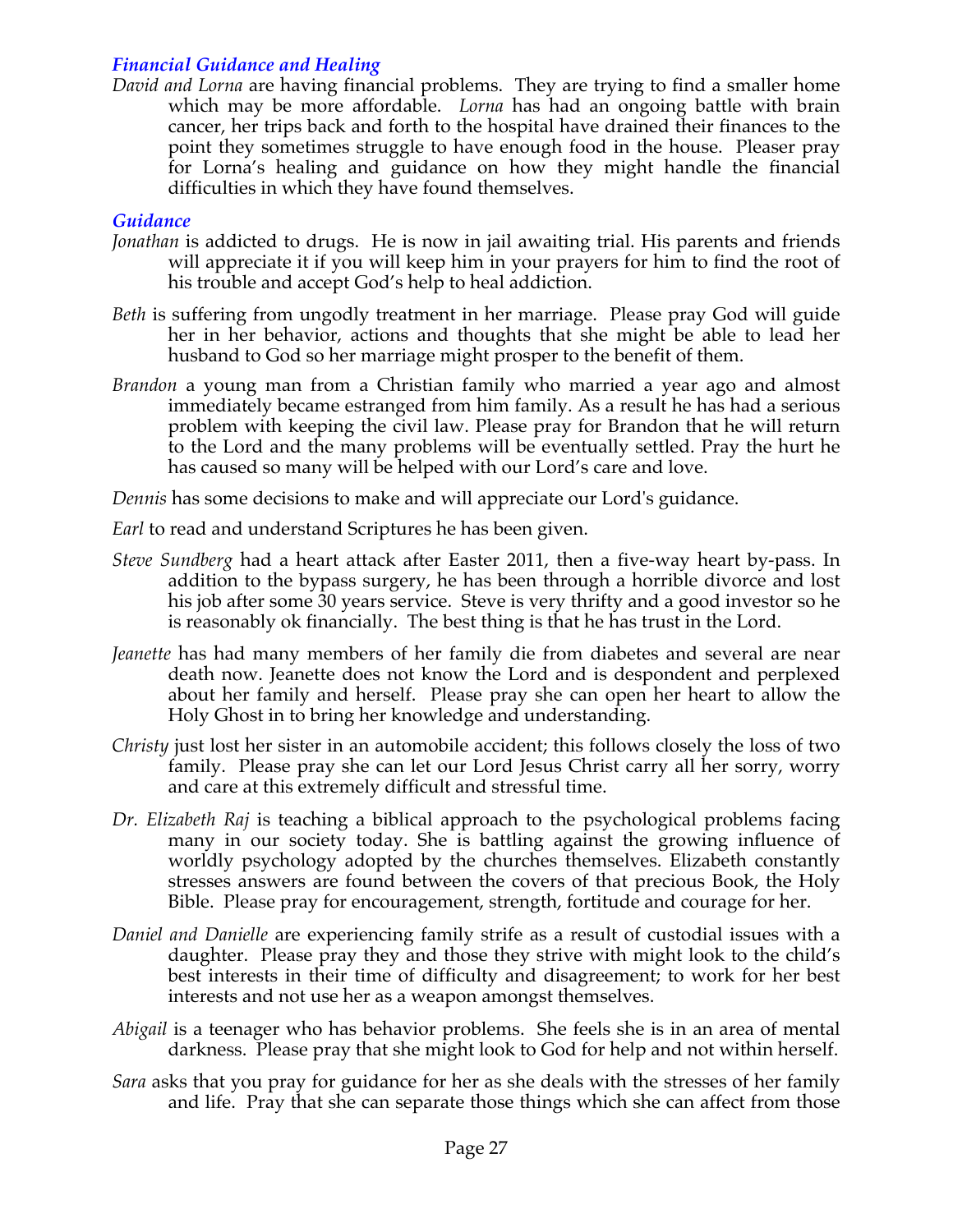### *Financial Guidance and Healing*

*David and Lorna* are having financial problems. They are trying to find a smaller home which may be more affordable. *Lorna* has had an ongoing battle with brain cancer, her trips back and forth to the hospital have drained their finances to the point they sometimes struggle to have enough food in the house. Pleaser pray for Lorna's healing and guidance on how they might handle the financial difficulties in which they have found themselves.

### *Guidance*

*Jonathan* is addicted to drugs. He is now in jail awaiting trial. His parents and friends will appreciate it if you will keep him in your prayers for him to find the root of his trouble and accept God's help to heal addiction.

*Beth* is suffering from ungodly treatment in her marriage. Please pray God will guide her in her behavior, actions and thoughts that she might be able to lead her husband to God so her marriage might prosper to the benefit of them.

*Brandon* a young man from a Christian family who married a year ago and almost immediately became estranged from him family. As a result he has had a serious problem with keeping the civil law. Please pray for Brandon that he will return to the Lord and the many problems will be eventually settled. Pray the hurt he has caused so many will be helped with our Lord's care and love.

*Dennis* has some decisions to make and will appreciate our Lord's guidance.

*Earl* to read and understand Scriptures he has been given.

*Steve Sundberg* had a heart attack after Easter 2011, then a five-way heart by-pass. In addition to the bypass surgery, he has been through a horrible divorce and lost his job after some 30 years service. Steve is very thrifty and a good investor so he is reasonably ok financially. The best thing is that he has trust in the Lord.

*Jeanette* has had many members of her family die from diabetes and several are near death now. Jeanette does not know the Lord and is despondent and perplexed about her family and herself. Please pray she can open her heart to allow the Holy Ghost in to bring her knowledge and understanding.

*Christy* just lost her sister in an automobile accident; this follows closely the loss of two family. Please pray she can let our Lord Jesus Christ carry all her sorry, worry and care at this extremely difficult and stressful time.

*Dr. Elizabeth Raj* is teaching a biblical approach to the psychological problems facing many in our society today. She is battling against the growing influence of worldly psychology adopted by the churches themselves. Elizabeth constantly stresses answers are found between the covers of that precious Book, the Holy Bible. Please pray for encouragement, strength, fortitude and courage for her.

*Daniel and Danielle* are experiencing family strife as a result of custodial issues with a daughter. Please pray they and those they strive with might look to the child's best interests in their time of difficulty and disagreement; to work for her best interests and not use her as a weapon amongst themselves.

*Abigail* is a teenager who has behavior problems. She feels she is in an area of mental darkness. Please pray that she might look to God for help and not within herself.

*Sara* asks that you pray for guidance for her as she deals with the stresses of her family and life. Pray that she can separate those things which she can affect from those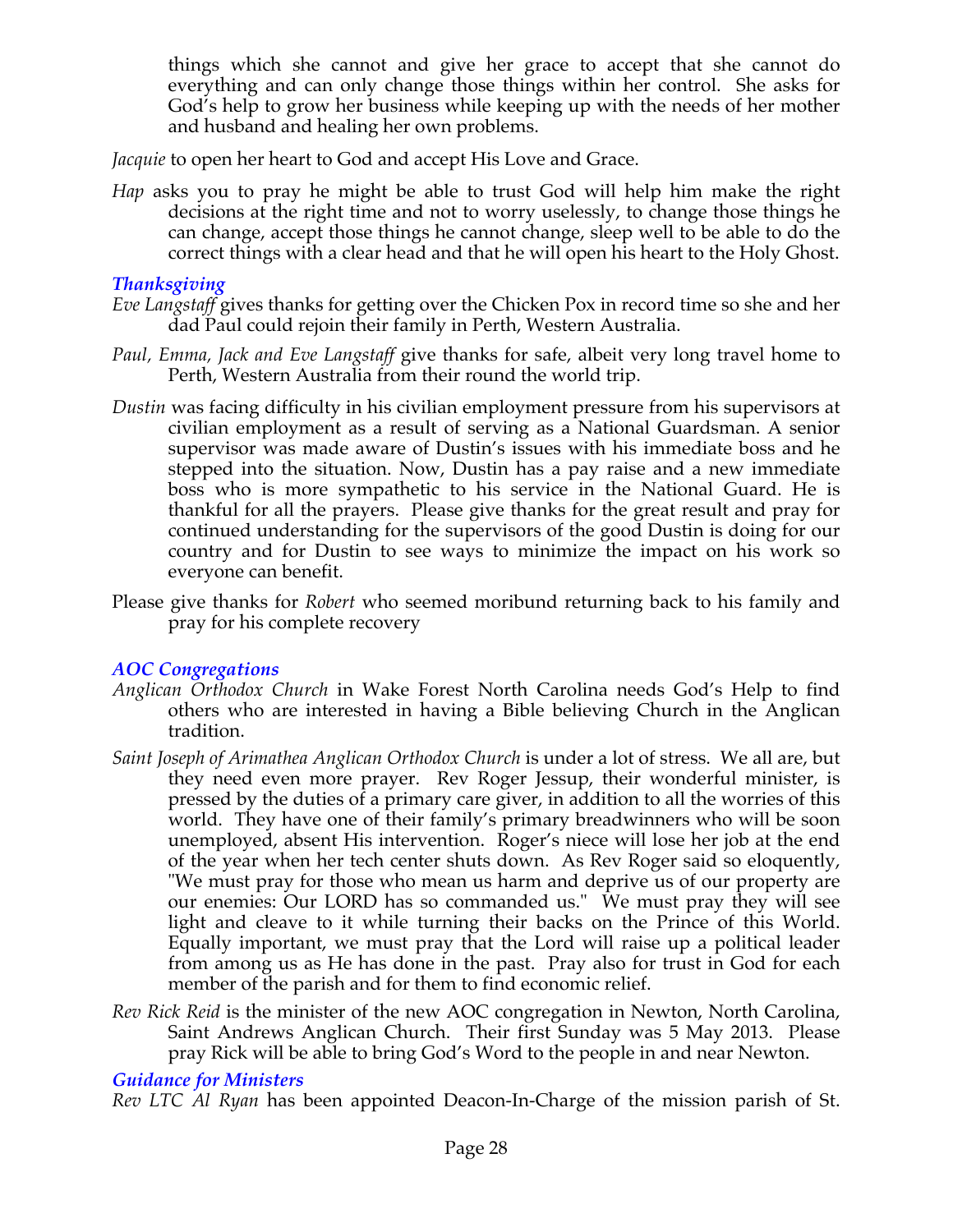things which she cannot and give her grace to accept that she cannot do everything and can only change those things within her control. She asks for God's help to grow her business while keeping up with the needs of her mother and husband and healing her own problems.

*Jacquie* to open her heart to God and accept His Love and Grace.

*Hap* asks you to pray he might be able to trust God will help him make the right decisions at the right time and not to worry uselessly, to change those things he can change, accept those things he cannot change, sleep well to be able to do the correct things with a clear head and that he will open his heart to the Holy Ghost.

### *Thanksgiving*

*Eve Langstaff* gives thanks for getting over the Chicken Pox in record time so she and her dad Paul could rejoin their family in Perth, Western Australia.

*Paul, Emma, Jack and Eve Langstaff* give thanks for safe, albeit very long travel home to Perth, Western Australia from their round the world trip.

*Dustin* was facing difficulty in his civilian employment pressure from his supervisors at civilian employment as a result of serving as a National Guardsman. A senior supervisor was made aware of Dustin's issues with his immediate boss and he stepped into the situation. Now, Dustin has a pay raise and a new immediate boss who is more sympathetic to his service in the National Guard. He is thankful for all the prayers. Please give thanks for the great result and pray for continued understanding for the supervisors of the good Dustin is doing for our country and for Dustin to see ways to minimize the impact on his work so everyone can benefit.

Please give thanks for *Robert* who seemed moribund returning back to his family and pray for his complete recovery

### *AOC Congregations*

*Anglican Orthodox Church* in Wake Forest North Carolina needs God's Help to find others who are interested in having a Bible believing Church in the Anglican tradition.

*Saint Joseph of Arimathea Anglican Orthodox Church* is under a lot of stress. We all are, but they need even more prayer. Rev Roger Jessup, their wonderful minister, is pressed by the duties of a primary care giver, in addition to all the worries of this world. They have one of their family's primary breadwinners who will be soon unemployed, absent His intervention. Roger's niece will lose her job at the end of the year when her tech center shuts down. As Rev Roger said so eloquently, "We must pray for those who mean us harm and deprive us of our property are our enemies: Our LORD has so commanded us." We must pray they will see light and cleave to it while turning their backs on the Prince of this World. Equally important, we must pray that the Lord will raise up a political leader from among us as He has done in the past. Pray also for trust in God for each member of the parish and for them to find economic relief.

*Rev Rick Reid* is the minister of the new AOC congregation in Newton, North Carolina, Saint Andrews Anglican Church. Their first Sunday was 5 May 2013. Please pray Rick will be able to bring God's Word to the people in and near Newton.

### *Guidance for Ministers*

*Rev LTC Al Ryan* has been appointed Deacon-In-Charge of the mission parish of St.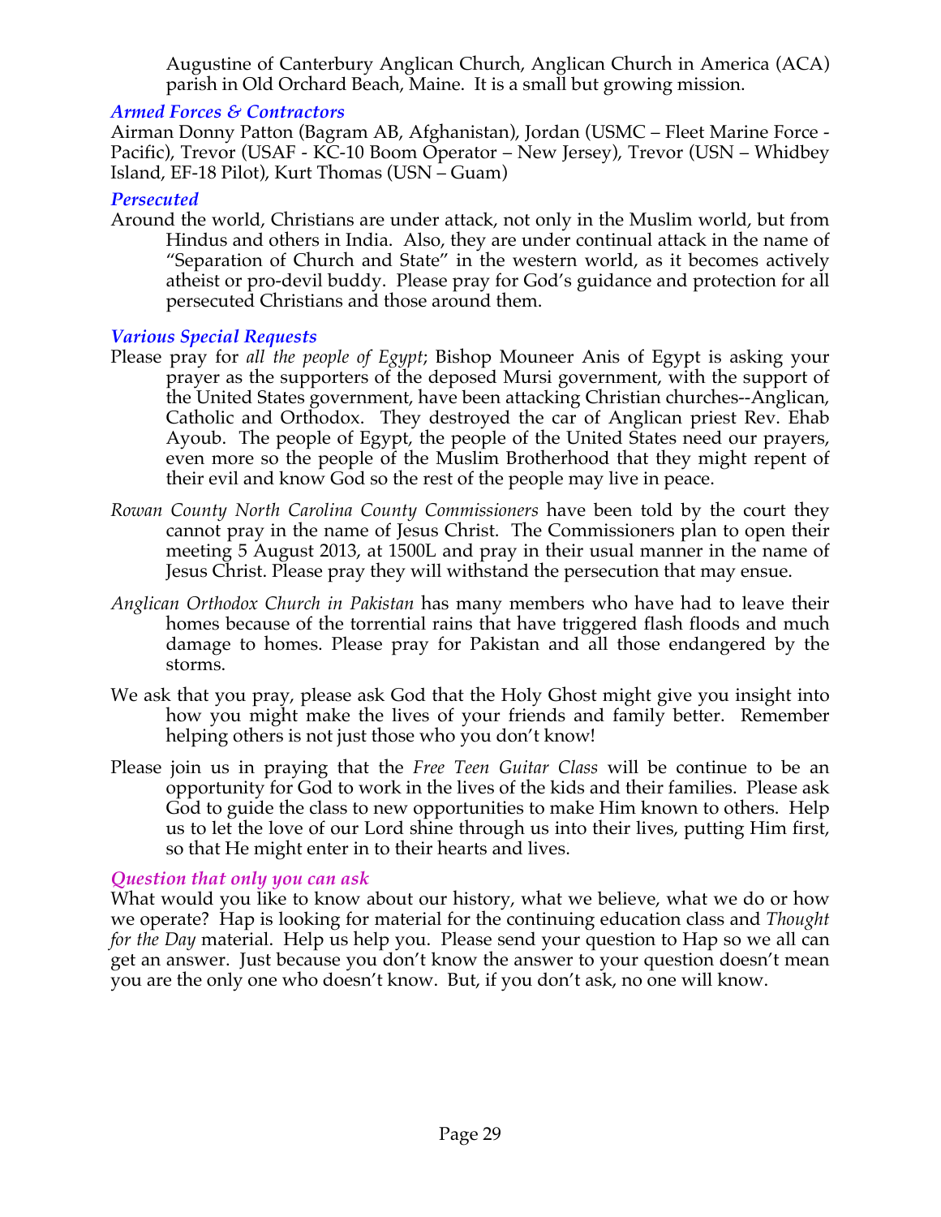Augustine of Canterbury Anglican Church, Anglican Church in America (ACA) parish in Old Orchard Beach, Maine. It is a small but growing mission.

### *Armed Forces & Contractors*

Airman Donny Patton (Bagram AB, Afghanistan), Jordan (USMC – Fleet Marine Force - Pacific), Trevor (USAF - KC-10 Boom Operator – New Jersey), Trevor (USN – Whidbey Island, EF-18 Pilot), Kurt Thomas (USN – Guam)

### *Persecuted*

Around the world, Christians are under attack, not only in the Muslim world, but from Hindus and others in India. Also, they are under continual attack in the name of "Separation of Church and State" in the western world, as it becomes actively atheist or pro-devil buddy. Please pray for God's guidance and protection for all persecuted Christians and those around them.

### *Various Special Requests*

Please pray for *all the people of Egypt*; Bishop Mouneer Anis of Egypt is asking your prayer as the supporters of the deposed Mursi government, with the support of the United States government, have been attacking Christian churches--Anglican, Catholic and Orthodox. They destroyed the car of Anglican priest Rev. Ehab Ayoub. The people of Egypt, the people of the United States need our prayers, even more so the people of the Muslim Brotherhood that they might repent of their evil and know God so the rest of the people may live in peace.

*Rowan County North Carolina County Commissioners* have been told by the court they cannot pray in the name of Jesus Christ. The Commissioners plan to open their meeting 5 August 2013, at 1500L and pray in their usual manner in the name of Jesus Christ. Please pray they will withstand the persecution that may ensue.

*Anglican Orthodox Church in Pakistan* has many members who have had to leave their homes because of the torrential rains that have triggered flash floods and much damage to homes. Please pray for Pakistan and all those endangered by the storms.

We ask that you pray, please ask God that the Holy Ghost might give you insight into how you might make the lives of your friends and family better. Remember helping others is not just those who you don't know!

Please join us in praying that the *Free Teen Guitar Class* will be continue to be an opportunity for God to work in the lives of the kids and their families. Please ask God to guide the class to new opportunities to make Him known to others. Help us to let the love of our Lord shine through us into their lives, putting Him first, so that He might enter in to their hearts and lives.

### *Question that only you can ask*

What would you like to know about our history, what we believe, what we do or how we operate? Hap is looking for material for the continuing education class and *Thought for the Day* material. Help us help you. Please send your question to Hap so we all can get an answer. Just because you don't know the answer to your question doesn't mean you are the only one who doesn't know. But, if you don't ask, no one will know.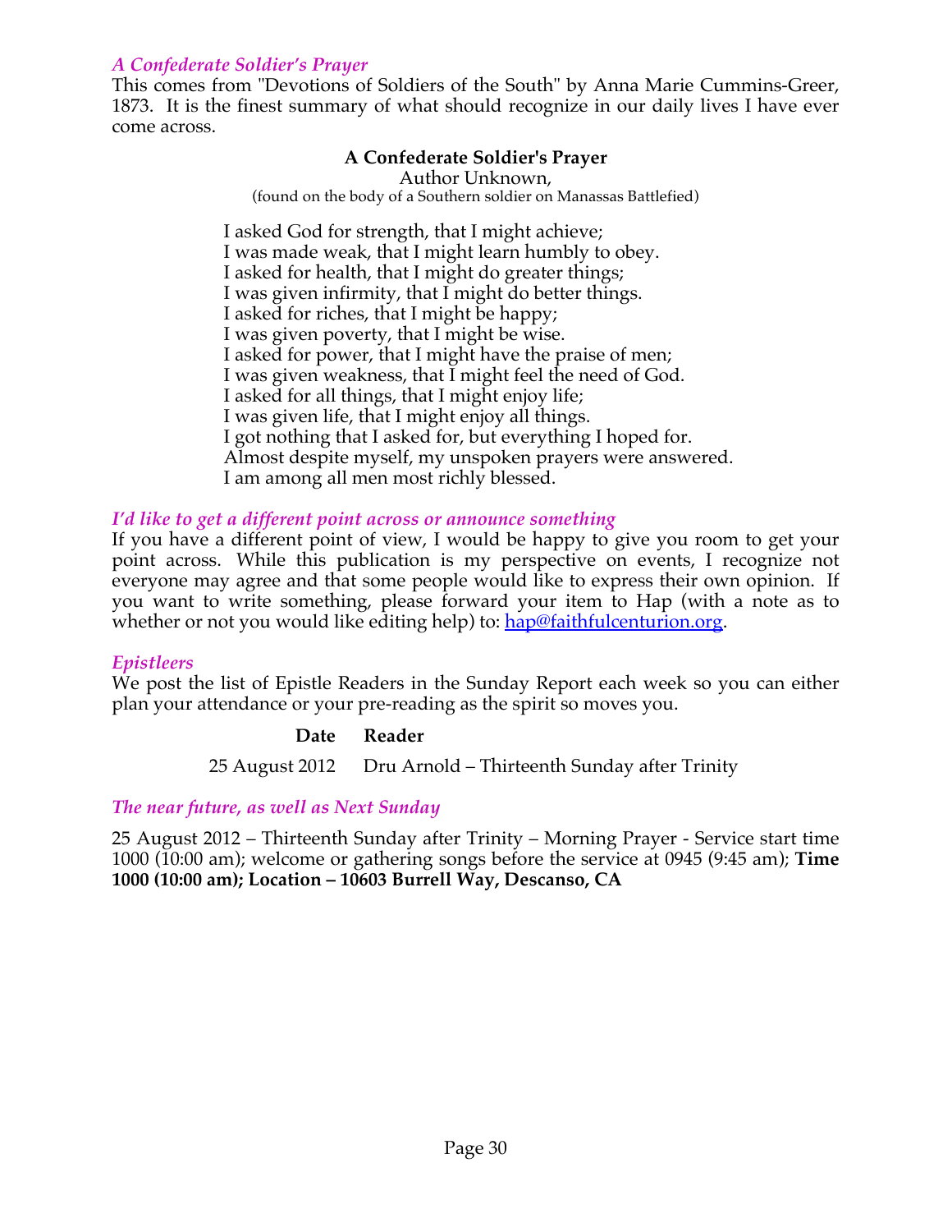### *A Confederate Soldier's Prayer*

This comes from "Devotions of Soldiers of the South" by Anna Marie Cummins-Greer, 1873. It is the finest summary of what should recognize in our daily lives I have ever come across.

**A Confederate Soldier's Prayer**
Author Unknown,
(found on the body of a Southern soldier on Manassas Battlefied)

I asked God for strength, that I might achieve;
I was made weak, that I might learn humbly to obey.
I asked for health, that I might do greater things;
I was given infirmity, that I might do better things.
I asked for riches, that I might be happy;
I was given poverty, that I might be wise.
I asked for power, that I might have the praise of men;
I was given weakness, that I might feel the need of God.
I asked for all things, that I might enjoy life;
I was given life, that I might enjoy all things.
I got nothing that I asked for, but everything I hoped for.
Almost despite myself, my unspoken prayers were answered.
I am among all men most richly blessed.

### *I'd like to get a different point across or announce something*

If you have a different point of view, I would be happy to give you room to get your point across. While this publication is my perspective on events, I recognize not everyone may agree and that some people would like to express their own opinion. If you want to write something, please forward your item to Hap (with a note as to whether or not you would like editing help) to: hap@faithfulcenturion.org.

### *Epistleers*

We post the list of Epistle Readers in the Sunday Report each week so you can either plan your attendance or your pre-reading as the spirit so moves you.

| Date | Reader |
|---|---|
| 25 August 2012 | Dru Arnold – Thirteenth Sunday after Trinity |

### *The near future, as well as Next Sunday*

25 August 2012 – Thirteenth Sunday after Trinity – Morning Prayer - Service start time 1000 (10:00 am); welcome or gathering songs before the service at 0945 (9:45 am); **Time 1000 (10:00 am); Location – 10603 Burrell Way, Descanso, CA**